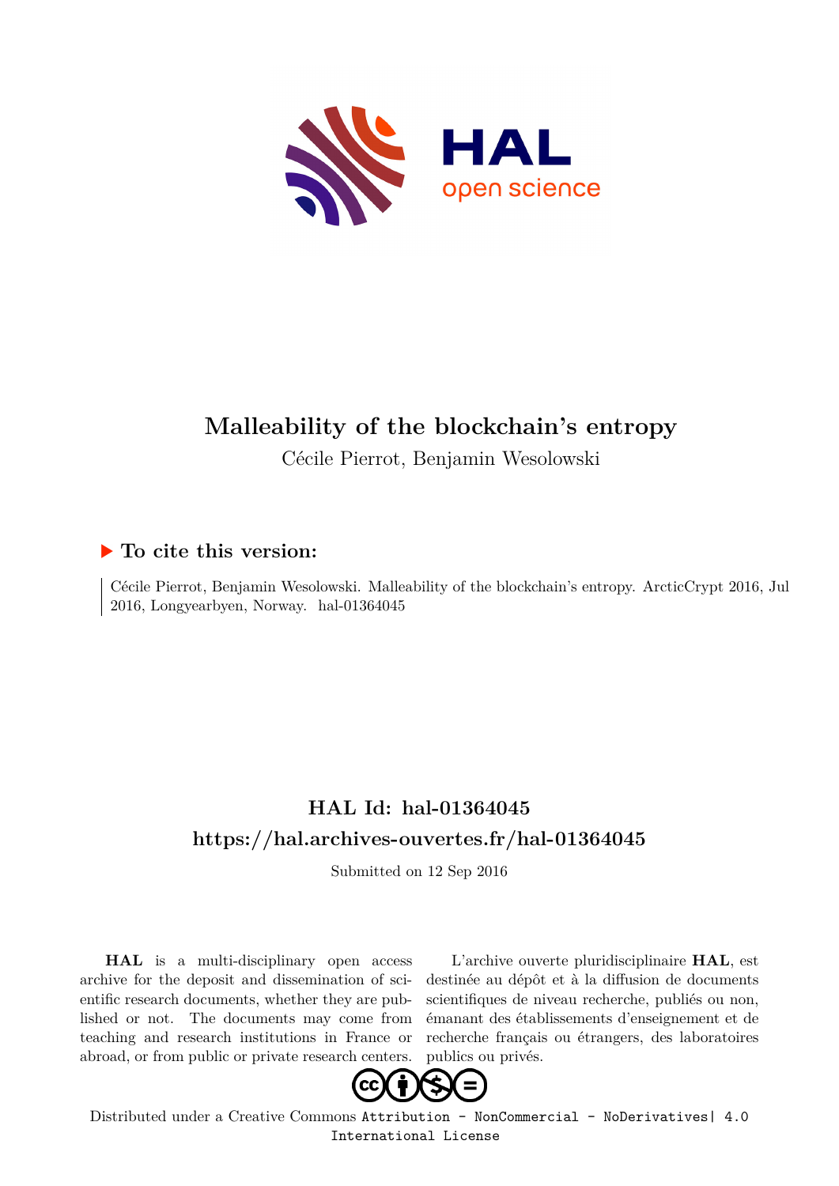# Malleability of the blockchain's entropy

Cécile Pierrot, Benjamin Wesolowski

## ▶ To cite this version:

Cécile Pierrot, Benjamin Wesolowski. Malleability of the blockchain's entropy. ArcticCrypt 2016, Jul 2016, Longyearbyen, Norway. hal-01364045

## HAL Id: hal-01364045

## https://hal.archives-ouvertes.fr/hal-01364045

Submitted on 12 Sep 2016

**HAL** is a multi-disciplinary open access archive for the deposit and dissemination of scientific research documents, whether they are published or not. The documents may come from teaching and research institutions in France or abroad, or from public or private research centers.

L'archive ouverte pluridisciplinaire **HAL**, est destinée au dépôt et à la diffusion de documents scientifiques de niveau recherche, publiés ou non, émanant des établissements d'enseignement et de recherche français ou étrangers, des laboratoires publics ou privés.

Distributed under a Creative Commons Attribution - NonCommercial - NoDerivatives| 4.0 International License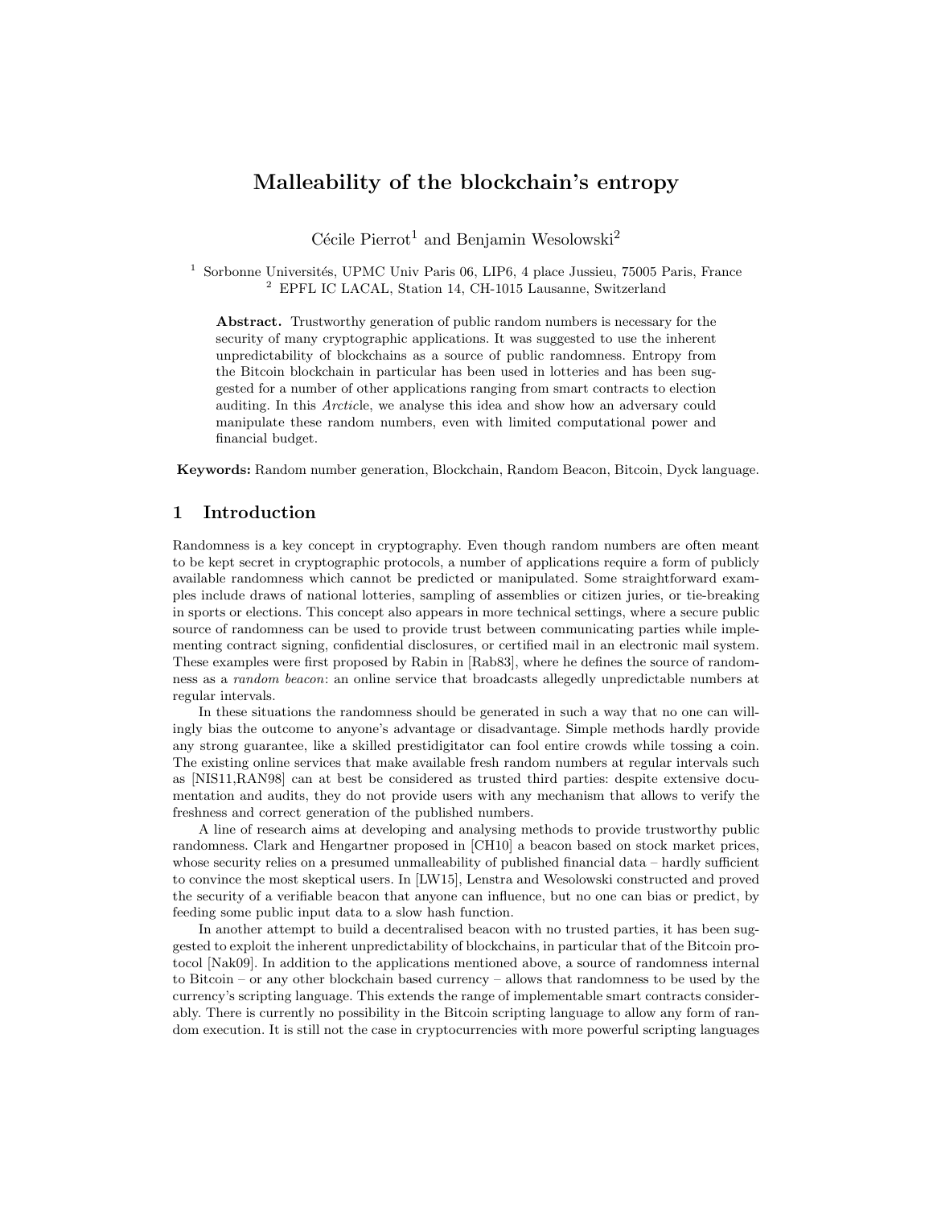# Malleability of the blockchain's entropy

Cécile Pierrot[1] and Benjamin Wesolowski[2]

[1] Sorbonne Universités, UPMC Univ Paris 06, LIP6, 4 place Jussieu, 75005 Paris, France
[2] EPFL IC LACAL, Station 14, CH-1015 Lausanne, Switzerland

**Abstract.** Trustworthy generation of public random numbers is necessary for the security of many cryptographic applications. It was suggested to use the inherent unpredictability of blockchains as a source of public randomness. Entropy from the Bitcoin blockchain in particular has been used in lotteries and has been suggested for a number of other applications ranging from smart contracts to election auditing. In this *Arctic*le, we analyse this idea and show how an adversary could manipulate these random numbers, even with limited computational power and financial budget.

**Keywords:** Random number generation, Blockchain, Random Beacon, Bitcoin, Dyck language.

## 1 Introduction

Randomness is a key concept in cryptography. Even though random numbers are often meant to be kept secret in cryptographic protocols, a number of applications require a form of publicly available randomness which cannot be predicted or manipulated. Some straightforward examples include draws of national lotteries, sampling of assemblies or citizen juries, or tie-breaking in sports or elections. This concept also appears in more technical settings, where a secure public source of randomness can be used to provide trust between communicating parties while implementing contract signing, confidential disclosures, or certified mail in an electronic mail system. These examples were first proposed by Rabin in [Rab83], where he defines the source of randomness as a *random beacon*: an online service that broadcasts allegedly unpredictable numbers at regular intervals.

In these situations the randomness should be generated in such a way that no one can willingly bias the outcome to anyone's advantage or disadvantage. Simple methods hardly provide any strong guarantee, like a skilled prestidigitator can fool entire crowds while tossing a coin. The existing online services that make available fresh random numbers at regular intervals such as [NIS11,RAN98] can at best be considered as trusted third parties: despite extensive documentation and audits, they do not provide users with any mechanism that allows to verify the freshness and correct generation of the published numbers.

A line of research aims at developing and analysing methods to provide trustworthy public randomness. Clark and Hengartner proposed in [CH10] a beacon based on stock market prices, whose security relies on a presumed unmalleability of published financial data – hardly sufficient to convince the most skeptical users. In [LW15], Lenstra and Wesolowski constructed and proved the security of a verifiable beacon that anyone can influence, but no one can bias or predict, by feeding some public input data to a slow hash function.

In another attempt to build a decentralised beacon with no trusted parties, it has been suggested to exploit the inherent unpredictability of blockchains, in particular that of the Bitcoin protocol [Nak09]. In addition to the applications mentioned above, a source of randomness internal to Bitcoin – or any other blockchain based currency – allows that randomness to be used by the currency's scripting language. This extends the range of implementable smart contracts considerably. There is currently no possibility in the Bitcoin scripting language to allow any form of random execution. It is still not the case in cryptocurrencies with more powerful scripting languages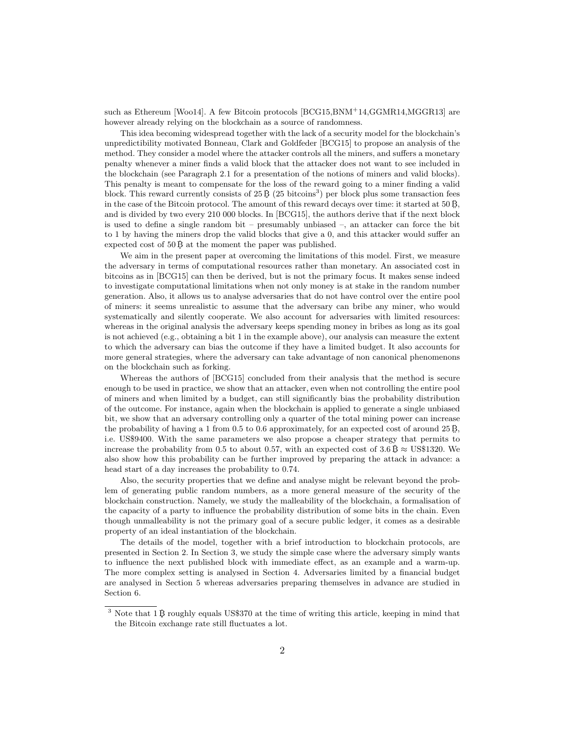such as Ethereum [Woo14]. A few Bitcoin protocols [BCG15,BNM+14,GGMR14,MGGR13] are however already relying on the blockchain as a source of randomness.

This idea becoming widespread together with the lack of a security model for the blockchain's unpredictibility motivated Bonneau, Clark and Goldfeder [BCG15] to propose an analysis of the method. They consider a model where the attacker controls all the miners, and suffers a monetary penalty whenever a miner finds a valid block that the attacker does not want to see included in the blockchain (see Paragraph 2.1 for a presentation of the notions of miners and valid blocks). This penalty is meant to compensate for the loss of the reward going to a miner finding a valid block. This reward currently consists of 25 Ƀ (25 bitcoins[3]) per block plus some transaction fees in the case of the Bitcoin protocol. The amount of this reward decays over time: it started at 50 Ƀ, and is divided by two every 210 000 blocks. In [BCG15], the authors derive that if the next block is used to define a single random bit – presumably unbiased –, an attacker can force the bit to 1 by having the miners drop the valid blocks that give a 0, and this attacker would suffer an expected cost of 50 Ƀ at the moment the paper was published.

We aim in the present paper at overcoming the limitations of this model. First, we measure the adversary in terms of computational resources rather than monetary. An associated cost in bitcoins as in [BCG15] can then be derived, but is not the primary focus. It makes sense indeed to investigate computational limitations when not only money is at stake in the random number generation. Also, it allows us to analyse adversaries that do not have control over the entire pool of miners: it seems unrealistic to assume that the adversary can bribe any miner, who would systematically and silently cooperate. We also account for adversaries with limited resources: whereas in the original analysis the adversary keeps spending money in bribes as long as its goal is not achieved (e.g., obtaining a bit 1 in the example above), our analysis can measure the extent to which the adversary can bias the outcome if they have a limited budget. It also accounts for more general strategies, where the adversary can take advantage of non canonical phenomenons on the blockchain such as forking.

Whereas the authors of [BCG15] concluded from their analysis that the method is secure enough to be used in practice, we show that an attacker, even when not controlling the entire pool of miners and when limited by a budget, can still significantly bias the probability distribution of the outcome. For instance, again when the blockchain is applied to generate a single unbiased bit, we show that an adversary controlling only a quarter of the total mining power can increase the probability of having a 1 from 0.5 to 0.6 approximately, for an expected cost of around 25 Ƀ, i.e. US\$9400. With the same parameters we also propose a cheaper strategy that permits to increase the probability from 0.5 to about 0.57, with an expected cost of 3.6 Ƀ $\approx$ US\$1320. We also show how this probability can be further improved by preparing the attack in advance: a head start of a day increases the probability to 0.74.

Also, the security properties that we define and analyse might be relevant beyond the problem of generating public random numbers, as a more general measure of the security of the blockchain construction. Namely, we study the malleability of the blockchain, a formalisation of the capacity of a party to influence the probability distribution of some bits in the chain. Even though unmalleability is not the primary goal of a secure public ledger, it comes as a desirable property of an ideal instantiation of the blockchain.

The details of the model, together with a brief introduction to blockchain protocols, are presented in Section 2. In Section 3, we study the simple case where the adversary simply wants to influence the next published block with immediate effect, as an example and a warm-up. The more complex setting is analysed in Section 4. Adversaries limited by a financial budget are analysed in Section 5 whereas adversaries preparing themselves in advance are studied in Section 6.

[3] Note that 1 Ƀ roughly equals US\$370 at the time of writing this article, keeping in mind that the Bitcoin exchange rate still fluctuates a lot.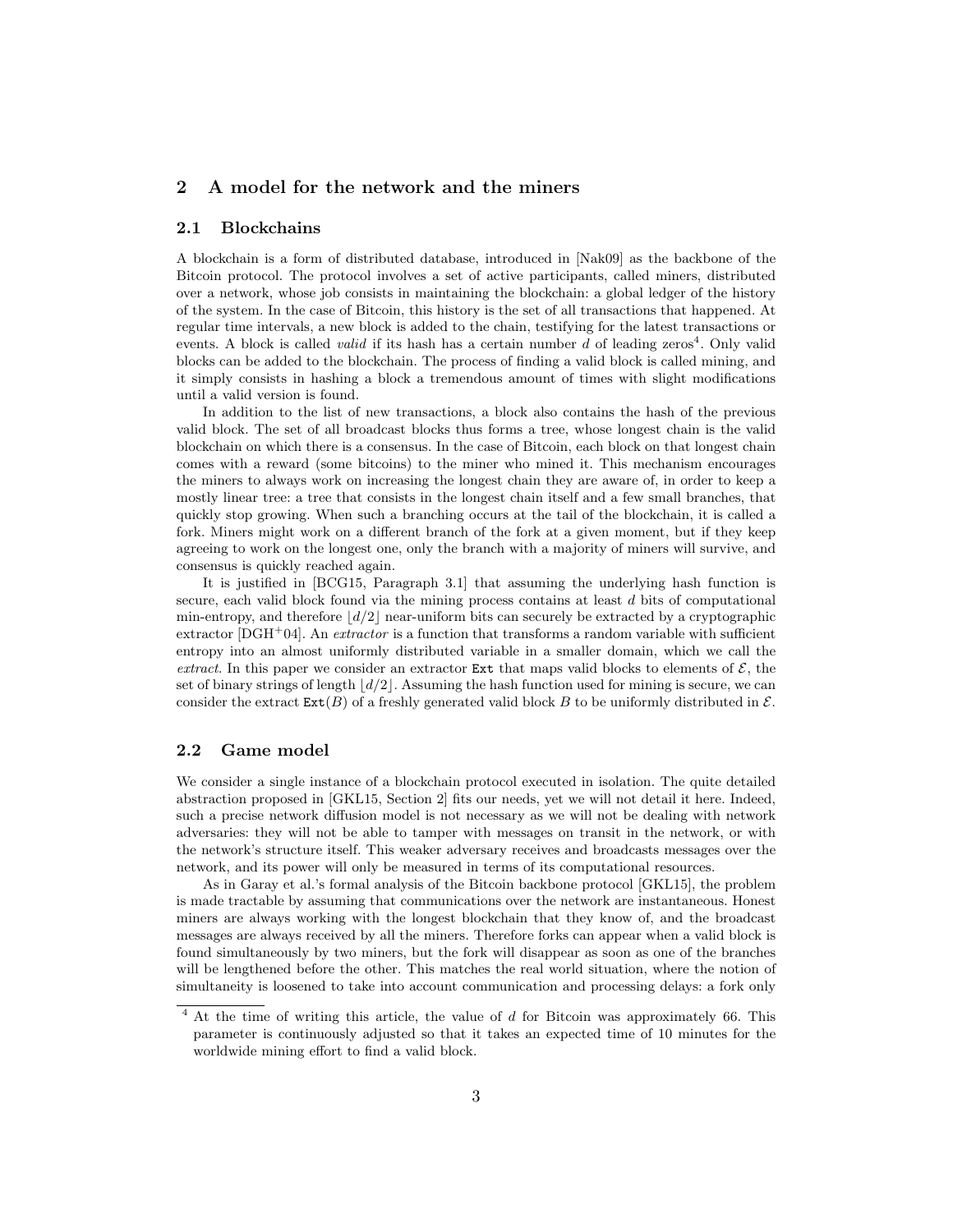## 2 A model for the network and the miners

### 2.1 Blockchains

A blockchain is a form of distributed database, introduced in [Nak09] as the backbone of the Bitcoin protocol. The protocol involves a set of active participants, called miners, distributed over a network, whose job consists in maintaining the blockchain: a global ledger of the history of the system. In the case of Bitcoin, this history is the set of all transactions that happened. At regular time intervals, a new block is added to the chain, testifying for the latest transactions or events. A block is called *valid* if its hash has a certain number $d$ of leading zeros[4]. Only valid blocks can be added to the blockchain. The process of finding a valid block is called mining, and it simply consists in hashing a block a tremendous amount of times with slight modifications until a valid version is found.

In addition to the list of new transactions, a block also contains the hash of the previous valid block. The set of all broadcast blocks thus forms a tree, whose longest chain is the valid blockchain on which there is a consensus. In the case of Bitcoin, each block on that longest chain comes with a reward (some bitcoins) to the miner who mined it. This mechanism encourages the miners to always work on increasing the longest chain they are aware of, in order to keep a mostly linear tree: a tree that consists in the longest chain itself and a few small branches, that quickly stop growing. When such a branching occurs at the tail of the blockchain, it is called a fork. Miners might work on a different branch of the fork at a given moment, but if they keep agreeing to work on the longest one, only the branch with a majority of miners will survive, and consensus is quickly reached again.

It is justified in [BCG15, Paragraph 3.1] that assuming the underlying hash function is secure, each valid block found via the mining process contains at least $d$ bits of computational min-entropy, and therefore $\lfloor d/2 \rfloor$ near-uniform bits can securely be extracted by a cryptographic extractor [DGH+04]. An *extractor* is a function that transforms a random variable with sufficient entropy into an almost uniformly distributed variable in a smaller domain, which we call the *extract*. In this paper we consider an extractor $\texttt{Ext}$ that maps valid blocks to elements of $\mathcal{E}$, the set of binary strings of length $\lfloor d/2 \rfloor$. Assuming the hash function used for mining is secure, we can consider the extract $\texttt{Ext}(B)$ of a freshly generated valid block $B$ to be uniformly distributed in $\mathcal{E}$.

### 2.2 Game model

We consider a single instance of a blockchain protocol executed in isolation. The quite detailed abstraction proposed in [GKL15, Section 2] fits our needs, yet we will not detail it here. Indeed, such a precise network diffusion model is not necessary as we will not be dealing with network adversaries: they will not be able to tamper with messages on transit in the network, or with the network's structure itself. This weaker adversary receives and broadcasts messages over the network, and its power will only be measured in terms of its computational resources.

As in Garay et al.'s formal analysis of the Bitcoin backbone protocol [GKL15], the problem is made tractable by assuming that communications over the network are instantaneous. Honest miners are always working with the longest blockchain that they know of, and the broadcast messages are always received by all the miners. Therefore forks can appear when a valid block is found simultaneously by two miners, but the fork will disappear as soon as one of the branches will be lengthened before the other. This matches the real world situation, where the notion of simultaneity is loosened to take into account communication and processing delays: a fork only

[4] At the time of writing this article, the value of $d$ for Bitcoin was approximately 66. This parameter is continuously adjusted so that it takes an expected time of 10 minutes for the worldwide mining effort to find a valid block.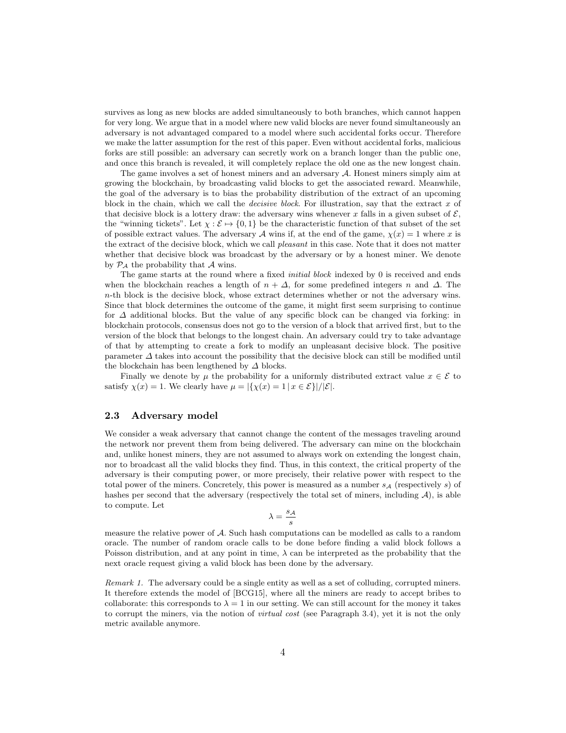survives as long as new blocks are added simultaneously to both branches, which cannot happen for very long. We argue that in a model where new valid blocks are never found simultaneously an adversary is not advantaged compared to a model where such accidental forks occur. Therefore we make the latter assumption for the rest of this paper. Even without accidental forks, malicious forks are still possible: an adversary can secretly work on a branch longer than the public one, and once this branch is revealed, it will completely replace the old one as the new longest chain.

The game involves a set of honest miners and an adversary $\mathcal{A}$. Honest miners simply aim at growing the blockchain, by broadcasting valid blocks to get the associated reward. Meanwhile, the goal of the adversary is to bias the probability distribution of the extract of an upcoming block in the chain, which we call the *decisive block*. For illustration, say that the extract $x$ of that decisive block is a lottery draw: the adversary wins whenever $x$ falls in a given subset of $\mathcal{E}$, the "winning tickets". Let $\chi : \mathcal{E} \mapsto \{0, 1\}$ be the characteristic function of that subset of the set of possible extract values. The adversary $\mathcal{A}$ wins if, at the end of the game, $\chi(x) = 1$ where $x$ is the extract of the decisive block, which we call *pleasant* in this case. Note that it does not matter whether that decisive block was broadcast by the adversary or by a honest miner. We denote by $\mathcal{P}_{\mathcal{A}}$ the probability that $\mathcal{A}$ wins.

The game starts at the round where a fixed *initial block* indexed by 0 is received and ends when the blockchain reaches a length of $n + \Delta$, for some predefined integers $n$ and $\Delta$. The $n$-th block is the decisive block, whose extract determines whether or not the adversary wins. Since that block determines the outcome of the game, it might first seem surprising to continue for $\Delta$ additional blocks. But the value of any specific block can be changed via forking: in blockchain protocols, consensus does not go to the version of a block that arrived first, but to the version of the block that belongs to the longest chain. An adversary could try to take advantage of that by attempting to create a fork to modify an unpleasant decisive block. The positive parameter $\Delta$ takes into account the possibility that the decisive block can still be modified until the blockchain has been lengthened by $\Delta$ blocks.

Finally we denote by $\mu$ the probability for a uniformly distributed extract value $x \in \mathcal{E}$ to satisfy $\chi(x) = 1$. We clearly have $\mu = |\{\chi(x) = 1 \,|\, x \in \mathcal{E}\}|/|\mathcal{E}|$.

### 2.3 Adversary model

We consider a weak adversary that cannot change the content of the messages traveling around the network nor prevent them from being delivered. The adversary can mine on the blockchain and, unlike honest miners, they are not assumed to always work on extending the longest chain, nor to broadcast all the valid blocks they find. Thus, in this context, the critical property of the adversary is their computing power, or more precisely, their relative power with respect to the total power of the miners. Concretely, this power is measured as a number $s_{\mathcal{A}}$ (respectively $s$) of hashes per second that the adversary (respectively the total set of miners, including $\mathcal{A}$), is able to compute. Let

$$\lambda = \frac{s_{\mathcal{A}}}{s}$$

measure the relative power of $\mathcal{A}$. Such hash computations can be modelled as calls to a random oracle. The number of random oracle calls to be done before finding a valid block follows a Poisson distribution, and at any point in time, $\lambda$ can be interpreted as the probability that the next oracle request giving a valid block has been done by the adversary.

*Remark 1.* The adversary could be a single entity as well as a set of colluding, corrupted miners. It therefore extends the model of [BCG15], where all the miners are ready to accept bribes to collaborate: this corresponds to $\lambda = 1$ in our setting. We can still account for the money it takes to corrupt the miners, via the notion of *virtual cost* (see Paragraph 3.4), yet it is not the only metric available anymore.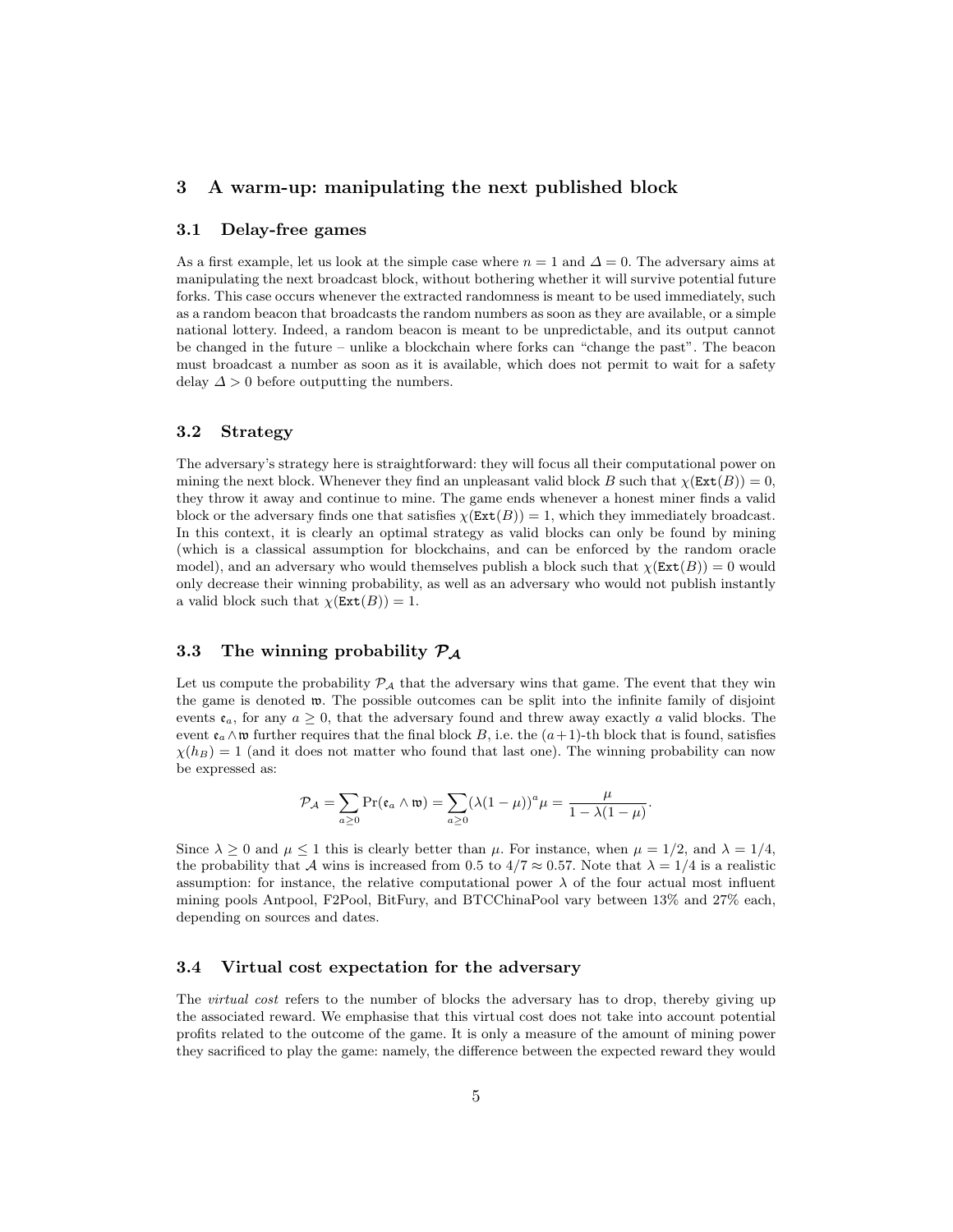## 3 A warm-up: manipulating the next published block

### 3.1 Delay-free games

As a first example, let us look at the simple case where $n = 1$ and $\Delta = 0$. The adversary aims at manipulating the next broadcast block, without bothering whether it will survive potential future forks. This case occurs whenever the extracted randomness is meant to be used immediately, such as a random beacon that broadcasts the random numbers as soon as they are available, or a simple national lottery. Indeed, a random beacon is meant to be unpredictable, and its output cannot be changed in the future – unlike a blockchain where forks can "change the past". The beacon must broadcast a number as soon as it is available, which does not permit to wait for a safety delay $\Delta > 0$ before outputting the numbers.

### 3.2 Strategy

The adversary's strategy here is straightforward: they will focus all their computational power on mining the next block. Whenever they find an unpleasant valid block $B$ such that $\chi(\texttt{Ext}(B)) = 0$, they throw it away and continue to mine. The game ends whenever a honest miner finds a valid block or the adversary finds one that satisfies $\chi(\texttt{Ext}(B)) = 1$, which they immediately broadcast. In this context, it is clearly an optimal strategy as valid blocks can only be found by mining (which is a classical assumption for blockchains, and can be enforced by the random oracle model), and an adversary who would themselves publish a block such that $\chi(\texttt{Ext}(B)) = 0$ would only decrease their winning probability, as well as an adversary who would not publish instantly a valid block such that $\chi(\texttt{Ext}(B)) = 1$.

### 3.3 The winning probability $\mathcal{P}_{\mathcal{A}}$

Let us compute the probability $\mathcal{P}_{\mathcal{A}}$ that the adversary wins that game. The event that they win the game is denoted $\mathfrak{w}$. The possible outcomes can be split into the infinite family of disjoint events $\mathfrak{e}_a$, for any $a \geq 0$, that the adversary found and threw away exactly $a$ valid blocks. The event $\mathfrak{e}_a \wedge \mathfrak{w}$ further requires that the final block $B$, i.e. the $(a+1)$-th block that is found, satisfies $\chi(h_B) = 1$ (and it does not matter who found that last one). The winning probability can now be expressed as:

$$\mathcal{P}_{\mathcal{A}} = \sum_{a \geq 0} \Pr(\mathfrak{e}_a \wedge \mathfrak{w}) = \sum_{a \geq 0} (\lambda(1 - \mu))^a \mu = \frac{\mu}{1 - \lambda(1 - \mu)}.$$

Since $\lambda \geq 0$ and $\mu \leq 1$ this is clearly better than $\mu$. For instance, when $\mu = 1/2$, and $\lambda = 1/4$, the probability that $\mathcal{A}$ wins is increased from 0.5 to $4/7 \approx 0.57$. Note that $\lambda = 1/4$ is a realistic assumption: for instance, the relative computational power $\lambda$ of the four actual most influent mining pools Antpool, F2Pool, BitFury, and BTCChinaPool vary between 13% and 27% each, depending on sources and dates.

### 3.4 Virtual cost expectation for the adversary

The *virtual cost* refers to the number of blocks the adversary has to drop, thereby giving up the associated reward. We emphasise that this virtual cost does not take into account potential profits related to the outcome of the game. It is only a measure of the amount of mining power they sacrificed to play the game: namely, the difference between the expected reward they would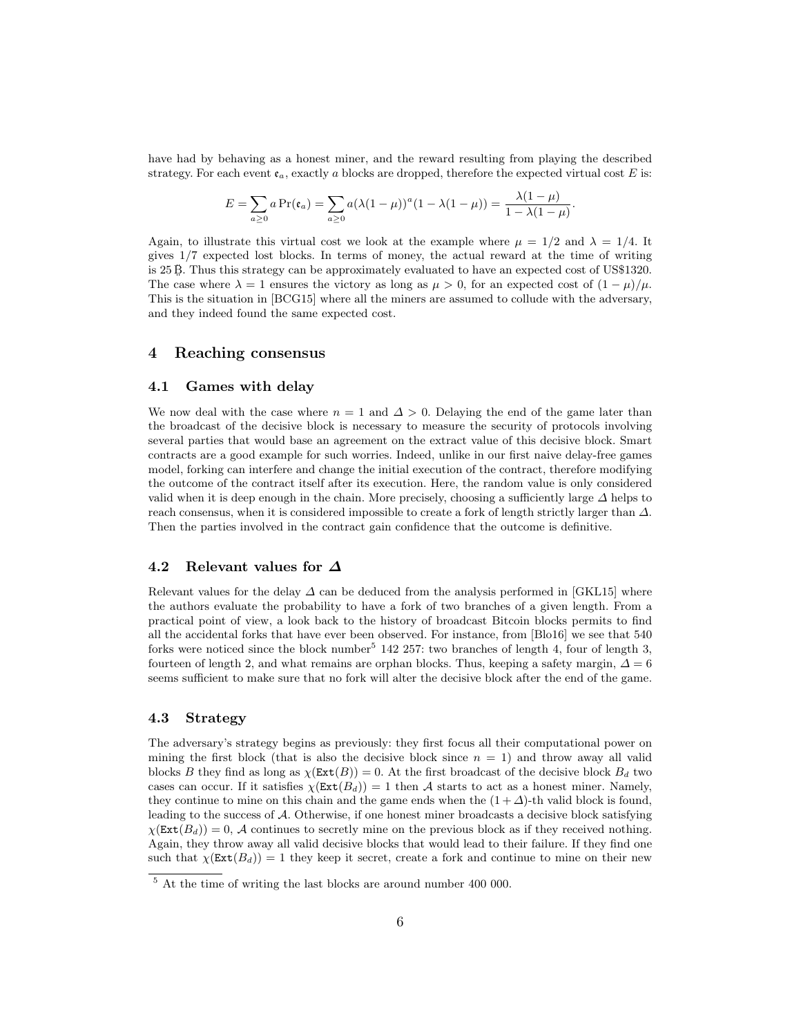have had by behaving as a honest miner, and the reward resulting from playing the described strategy. For each event $\mathfrak{e}_a$, exactly $a$ blocks are dropped, therefore the expected virtual cost $E$ is:

$$E = \sum_{a \geq 0} a \Pr(\mathfrak{e}_a) = \sum_{a \geq 0} a(\lambda(1-\mu))^a(1-\lambda(1-\mu)) = \frac{\lambda(1-\mu)}{1-\lambda(1-\mu)}.$$

Again, to illustrate this virtual cost we look at the example where $\mu = 1/2$ and $\lambda = 1/4$. It gives $1/7$ expected lost blocks. In terms of money, the actual reward at the time of writing is 25 Ƀ. Thus this strategy can be approximately evaluated to have an expected cost of US$1320. The case where $\lambda = 1$ ensures the victory as long as $\mu > 0$, for an expected cost of $(1-\mu)/\mu$. This is the situation in [BCG15] where all the miners are assumed to collude with the adversary, and they indeed found the same expected cost.

## 4 Reaching consensus

### 4.1 Games with delay

We now deal with the case where $n = 1$ and $\Delta > 0$. Delaying the end of the game later than the broadcast of the decisive block is necessary to measure the security of protocols involving several parties that would base an agreement on the extract value of this decisive block. Smart contracts are a good example for such worries. Indeed, unlike in our first naive delay-free games model, forking can interfere and change the initial execution of the contract, therefore modifying the outcome of the contract itself after its execution. Here, the random value is only considered valid when it is deep enough in the chain. More precisely, choosing a sufficiently large $\Delta$ helps to reach consensus, when it is considered impossible to create a fork of length strictly larger than $\Delta$. Then the parties involved in the contract gain confidence that the outcome is definitive.

### 4.2 Relevant values for $\Delta$

Relevant values for the delay $\Delta$ can be deduced from the analysis performed in [GKL15] where the authors evaluate the probability to have a fork of two branches of a given length. From a practical point of view, a look back to the history of broadcast Bitcoin blocks permits to find all the accidental forks that have ever been observed. For instance, from [Blo16] we see that 540 forks were noticed since the block number[5] 142 257: two branches of length 4, four of length 3, fourteen of length 2, and what remains are orphan blocks. Thus, keeping a safety margin, $\Delta = 6$ seems sufficient to make sure that no fork will alter the decisive block after the end of the game.

### 4.3 Strategy

The adversary's strategy begins as previously: they first focus all their computational power on mining the first block (that is also the decisive block since $n = 1$) and throw away all valid blocks $B$ they find as long as $\chi(\mathtt{Ext}(B)) = 0$. At the first broadcast of the decisive block $B_d$ two cases can occur. If it satisfies $\chi(\mathtt{Ext}(B_d)) = 1$ then $\mathcal{A}$ starts to act as a honest miner. Namely, they continue to mine on this chain and the game ends when the $(1+\Delta)$-th valid block is found, leading to the success of $\mathcal{A}$. Otherwise, if one honest miner broadcasts a decisive block satisfying $\chi(\mathtt{Ext}(B_d)) = 0$, $\mathcal{A}$ continues to secretly mine on the previous block as if they received nothing. Again, they throw away all valid decisive blocks that would lead to their failure. If they find one such that $\chi(\mathtt{Ext}(B_d)) = 1$ they keep it secret, create a fork and continue to mine on their new

[5] At the time of writing the last blocks are around number 400 000.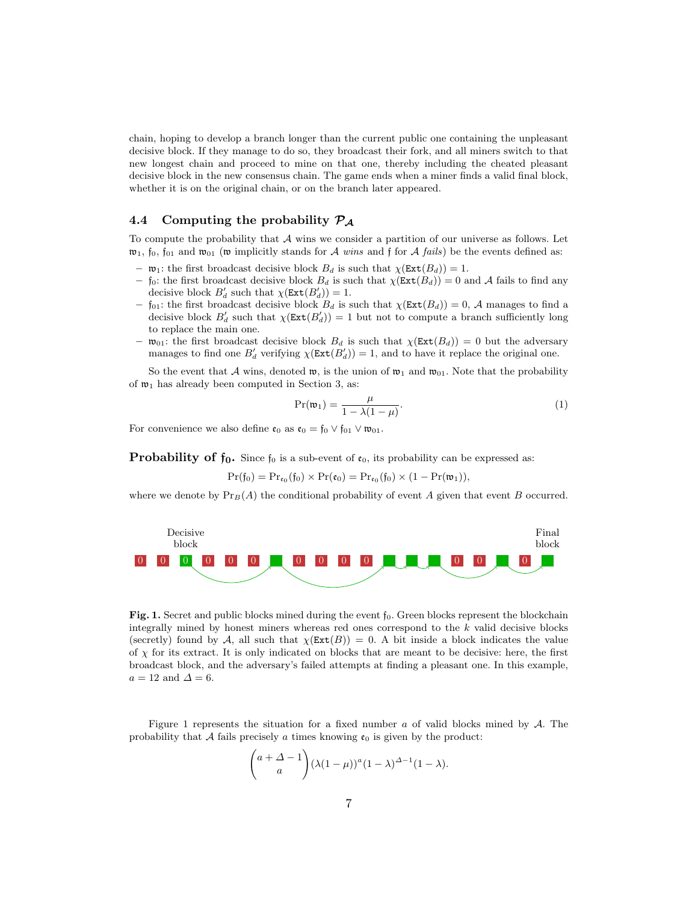chain, hoping to develop a branch longer than the current public one containing the unpleasant decisive block. If they manage to do so, they broadcast their fork, and all miners switch to that new longest chain and proceed to mine on that one, thereby including the cheated pleasant decisive block in the new consensus chain. The game ends when a miner finds a valid final block, whether it is on the original chain, or on the branch later appeared.

### 4.4 Computing the probability $\mathcal{P}_{\mathcal{A}}$

To compute the probability that $\mathcal{A}$ wins we consider a partition of our universe as follows. Let $\mathfrak{w}_1$, $\mathfrak{f}_0$, $\mathfrak{f}_{01}$ and $\mathfrak{w}_{01}$ ($\mathfrak{w}$ implicitly stands for $\mathcal{A}$ *wins* and $\mathfrak{f}$ for $\mathcal{A}$ *fails*) be the events defined as:

- $\mathfrak{w}_1$: the first broadcast decisive block $B_d$ is such that $\chi(\texttt{Ext}(B_d)) = 1$.
- $\mathfrak{f}_0$: the first broadcast decisive block $B_d$ is such that $\chi(\texttt{Ext}(B_d)) = 0$ and $\mathcal{A}$ fails to find any decisive block $B'_d$ such that $\chi(\texttt{Ext}(B'_d)) = 1$.
- $\mathfrak{f}_{01}$: the first broadcast decisive block $B_d$ is such that $\chi(\texttt{Ext}(B_d)) = 0$, $\mathcal{A}$ manages to find a decisive block $B'_d$ such that $\chi(\texttt{Ext}(B'_d)) = 1$ but not to compute a branch sufficiently long to replace the main one.
- $\mathfrak{w}_{01}$: the first broadcast decisive block $B_d$ is such that $\chi(\texttt{Ext}(B_d)) = 0$ but the adversary manages to find one $B'_d$ verifying $\chi(\texttt{Ext}(B'_d)) = 1$, and to have it replace the original one.

So the event that $\mathcal{A}$ wins, denoted $\mathfrak{w}$, is the union of $\mathfrak{w}_1$ and $\mathfrak{w}_{01}$. Note that the probability of $\mathfrak{w}_1$ has already been computed in Section 3, as:

$$\Pr(\mathfrak{w}_1) = \frac{\mu}{1 - \lambda(1 - \mu)}. \tag{1}$$

For convenience we also define $\mathfrak{e}_0$ as $\mathfrak{e}_0 = \mathfrak{f}_0 \vee \mathfrak{f}_{01} \vee \mathfrak{w}_{01}$.

**Probability of $\mathfrak{f}_0$.** Since $\mathfrak{f}_0$ is a sub-event of $\mathfrak{e}_0$, its probability can be expressed as:

$$\Pr(\mathfrak{f}_0) = \Pr_{\mathfrak{e}_0}(\mathfrak{f}_0) \times \Pr(\mathfrak{e}_0) = \Pr_{\mathfrak{e}_0}(\mathfrak{f}_0) \times (1 - \Pr(\mathfrak{w}_1)),$$

where we denote by $\Pr_B(A)$ the conditional probability of event $A$ given that event $B$ occurred.

**Fig. 1.** Secret and public blocks mined during the event $\mathfrak{f}_0$. Green blocks represent the blockchain integrally mined by honest miners whereas red ones correspond to the $k$ valid decisive blocks (secretly) found by $\mathcal{A}$, all such that $\chi(\texttt{Ext}(B)) = 0$. A bit inside a block indicates the value of $\chi$ for its extract. It is only indicated on blocks that are meant to be decisive: here, the first broadcast block, and the adversary's failed attempts at finding a pleasant one. In this example, $a = 12$ and $\Delta = 6$.

Figure 1 represents the situation for a fixed number $a$ of valid blocks mined by $\mathcal{A}$. The probability that $\mathcal{A}$ fails precisely $a$ times knowing $\mathfrak{e}_0$ is given by the product:

$$\binom{a + \Delta - 1}{a} (\lambda(1 - \mu))^a (1 - \lambda)^{\Delta - 1} (1 - \lambda).$$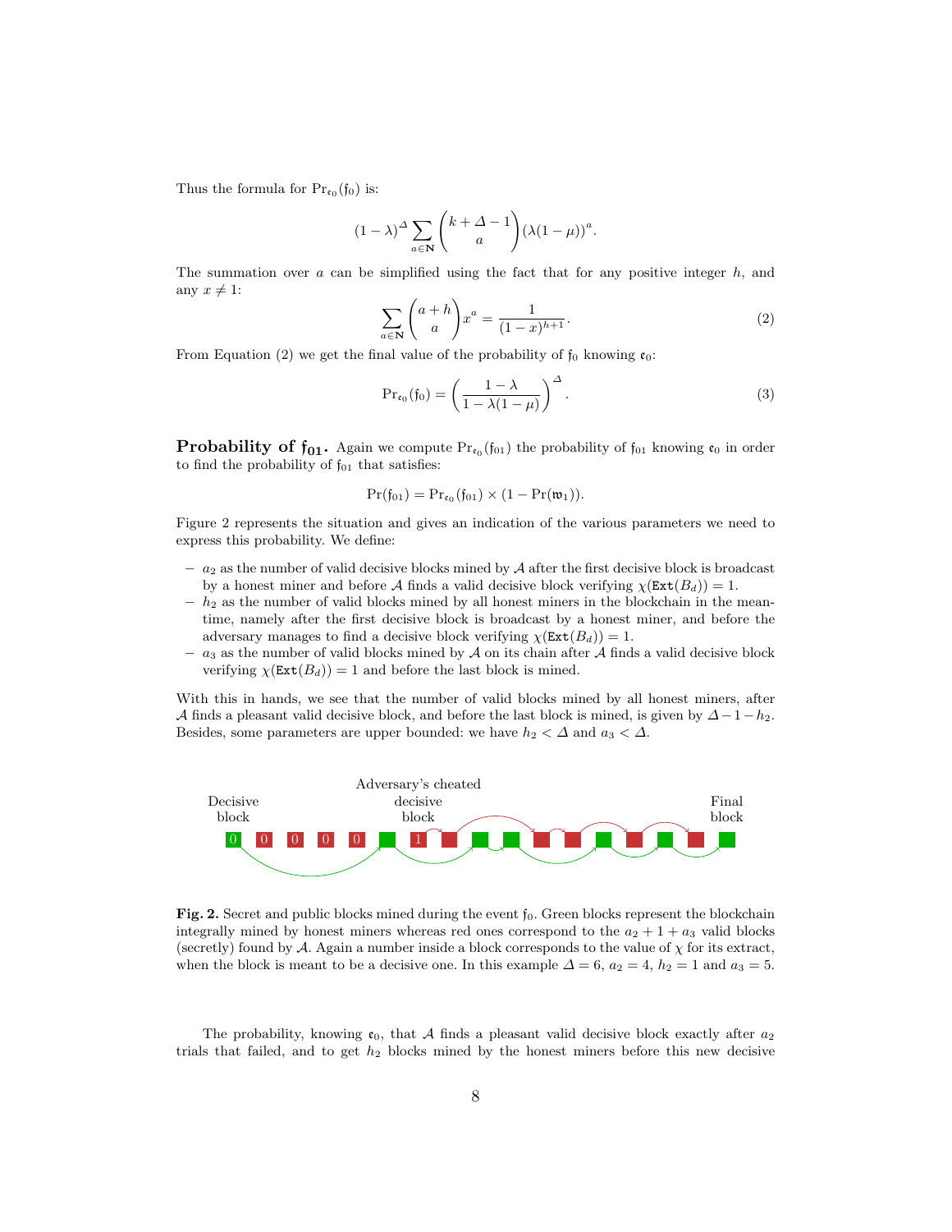Thus the formula for $\Pr_{\mathfrak{e}_0}(\mathfrak{f}_0)$ is:

$$(1-\lambda)^{\Delta} \sum_{a \in \mathbf{N}} \binom{k+\Delta-1}{a} (\lambda(1-\mu))^{a}.$$

The summation over $a$ can be simplified using the fact that for any positive integer $h$, and any $x \neq 1$:

$$\sum_{a \in \mathbf{N}} \binom{a+h}{a} x^{a} = \frac{1}{(1-x)^{h+1}}. \tag{2}$$

From Equation (2) we get the final value of the probability of $\mathfrak{f}_0$ knowing $\mathfrak{e}_0$:

$$\Pr_{\mathfrak{e}_0}(\mathfrak{f}_0) = \left(\frac{1-\lambda}{1-\lambda(1-\mu)}\right)^{\Delta}. \tag{3}$$

**Probability of $\mathfrak{f}_{01}$.** Again we compute $\Pr_{\mathfrak{e}_0}(\mathfrak{f}_{01})$ the probability of $\mathfrak{f}_{01}$ knowing $\mathfrak{e}_0$ in order to find the probability of $\mathfrak{f}_{01}$ that satisfies:

$$\Pr(\mathfrak{f}_{01}) = \Pr_{\mathfrak{e}_0}(\mathfrak{f}_{01}) \times (1 - \Pr(\mathfrak{w}_1)).$$

Figure 2 represents the situation and gives an indication of the various parameters we need to express this probability. We define:

- $a_2$ as the number of valid decisive blocks mined by $\mathcal{A}$ after the first decisive block is broadcast by a honest miner and before $\mathcal{A}$ finds a valid decisive block verifying $\chi(\texttt{Ext}(B_d)) = 1$.
- $h_2$ as the number of valid blocks mined by all honest miners in the blockchain in the meantime, namely after the first decisive block is broadcast by a honest miner, and before the adversary manages to find a decisive block verifying $\chi(\texttt{Ext}(B_d)) = 1$.
- $a_3$ as the number of valid blocks mined by $\mathcal{A}$ on its chain after $\mathcal{A}$ finds a valid decisive block verifying $\chi(\texttt{Ext}(B_d)) = 1$ and before the last block is mined.

With this in hands, we see that the number of valid blocks mined by all honest miners, after $\mathcal{A}$ finds a pleasant valid decisive block, and before the last block is mined, is given by $\Delta - 1 - h_2$. Besides, some parameters are upper bounded: we have $h_2 < \Delta$ and $a_3 < \Delta$.

**Fig. 2.** Secret and public blocks mined during the event $\mathfrak{f}_0$. Green blocks represent the blockchain integrally mined by honest miners whereas red ones correspond to the $a_2 + 1 + a_3$ valid blocks (secretly) found by $\mathcal{A}$. Again a number inside a block corresponds to the value of $\chi$ for its extract, when the block is meant to be a decisive one. In this example $\Delta = 6$, $a_2 = 4$, $h_2 = 1$ and $a_3 = 5$.

The probability, knowing $\mathfrak{e}_0$, that $\mathcal{A}$ finds a pleasant valid decisive block exactly after $a_2$ trials that failed, and to get $h_2$ blocks mined by the honest miners before this new decisive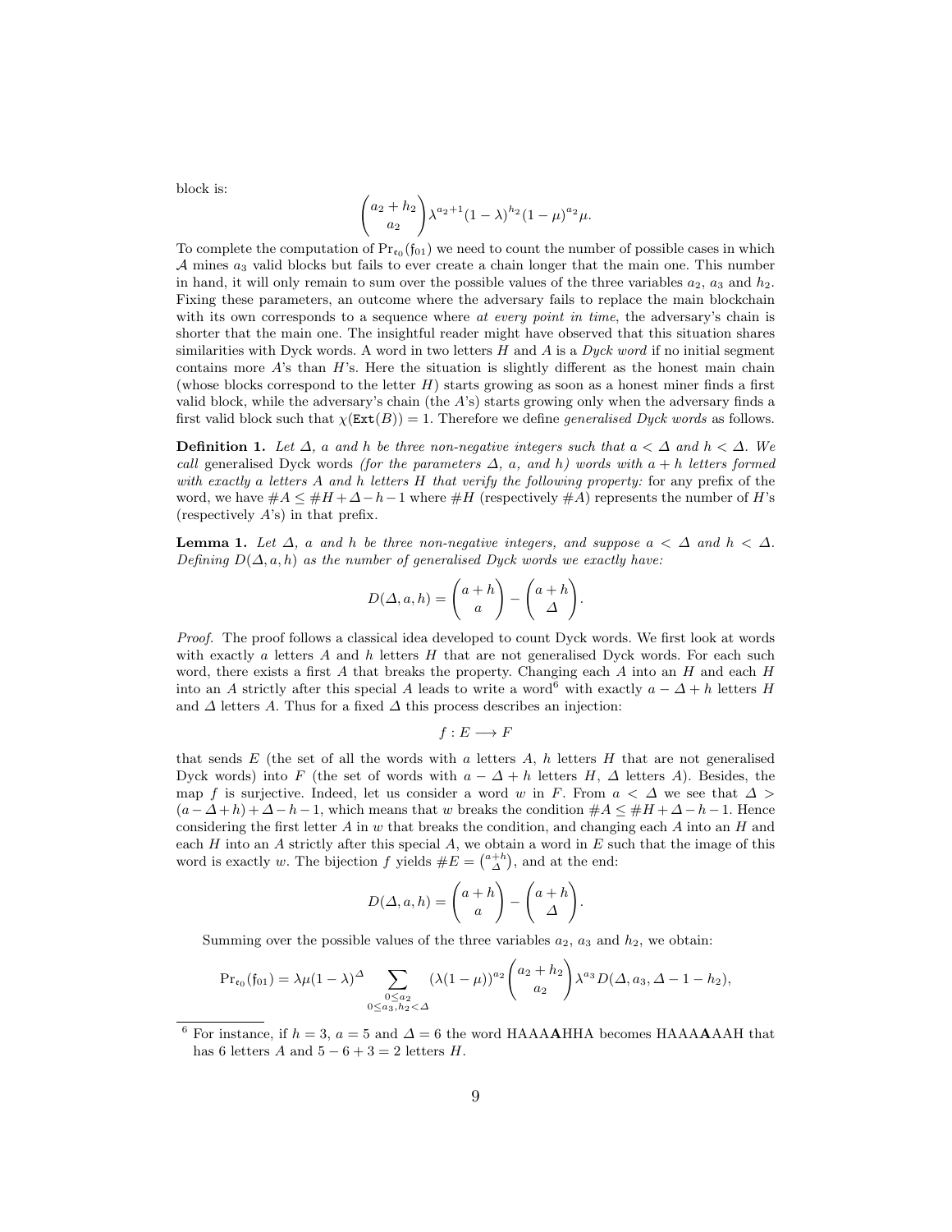block is:

$$\binom{a_2+h_2}{a_2}\lambda^{a_2+1}(1-\lambda)^{h_2}(1-\mu)^{a_2}\mu.$$

To complete the computation of $\Pr_{\mathfrak{e}_0}(\mathfrak{f}_{01})$ we need to count the number of possible cases in which $\mathcal{A}$ mines $a_3$ valid blocks but fails to ever create a chain longer that the main one. This number in hand, it will only remain to sum over the possible values of the three variables $a_2$, $a_3$ and $h_2$. Fixing these parameters, an outcome where the adversary fails to replace the main blockchain with its own corresponds to a sequence where *at every point in time*, the adversary's chain is shorter that the main one. The insightful reader might have observed that this situation shares similarities with Dyck words. A word in two letters $H$ and $A$ is a *Dyck word* if no initial segment contains more $A$'s than $H$'s. Here the situation is slightly different as the honest main chain (whose blocks correspond to the letter $H$) starts growing as soon as a honest miner finds a first valid block, while the adversary's chain (the $A$'s) starts growing only when the adversary finds a first valid block such that $\chi(\texttt{Ext}(B)) = 1$. Therefore we define *generalised Dyck words* as follows.

**Definition 1.** *Let $\Delta$, $a$ and $h$ be three non-negative integers such that $a < \Delta$ and $h < \Delta$. We call* generalised Dyck words *(for the parameters $\Delta$, $a$, and $h$) words with $a + h$ letters formed with exactly $a$ letters $A$ and $h$ letters $H$ that verify the following property:* for any prefix of the word, we have $\#A \leq \#H + \Delta - h - 1$ where $\#H$ (respectively $\#A$) represents the number of $H$'s (respectively $A$'s) in that prefix.

**Lemma 1.** *Let $\Delta$, $a$ and $h$ be three non-negative integers, and suppose $a < \Delta$ and $h < \Delta$. Defining $D(\Delta, a, h)$ as the number of generalised Dyck words we exactly have:*

$$D(\Delta, a, h) = \binom{a+h}{a} - \binom{a+h}{\Delta}.$$

*Proof.* The proof follows a classical idea developed to count Dyck words. We first look at words with exactly $a$ letters $A$ and $h$ letters $H$ that are not generalised Dyck words. For each such word, there exists a first $A$ that breaks the property. Changing each $A$ into an $H$ and each $H$ into an $A$ strictly after this special $A$ leads to write a word[6] with exactly $a - \Delta + h$ letters $H$ and $\Delta$ letters $A$. Thus for a fixed $\Delta$ this process describes an injection:

$$f : E \longrightarrow F$$

that sends $E$ (the set of all the words with $a$ letters $A$, $h$ letters $H$ that are not generalised Dyck words) into $F$ (the set of words with $a - \Delta + h$ letters $H$, $\Delta$ letters $A$). Besides, the map $f$ is surjective. Indeed, let us consider a word $w$ in $F$. From $a < \Delta$ we see that $\Delta > (a - \Delta + h) + \Delta - h - 1$, which means that $w$ breaks the condition $\#A \leq \#H + \Delta - h - 1$. Hence considering the first letter $A$ in $w$ that breaks the condition, and changing each $A$ into an $H$ and each $H$ into an $A$ strictly after this special $A$, we obtain a word in $E$ such that the image of this word is exactly $w$. The bijection $f$ yields $\#E = \binom{a+h}{\Delta}$, and at the end:

$$D(\Delta, a, h) = \binom{a+h}{a} - \binom{a+h}{\Delta}.$$

Summing over the possible values of the three variables $a_2$, $a_3$ and $h_2$, we obtain:

$$\Pr_{\mathfrak{e}_0}(\mathfrak{f}_{01}) = \lambda\mu(1-\lambda)^{\Delta} \sum_{\substack{0 \leq a_2 \\ 0 \leq a_3, h_2 < \Delta}} (\lambda(1-\mu))^{a_2} \binom{a_2+h_2}{a_2} \lambda^{a_3} D(\Delta, a_3, \Delta - 1 - h_2),$$

[6] For instance, if $h = 3$, $a = 5$ and $\Delta = 6$ the word HAAA**A**HHA becomes HAAA**A**AAH that has 6 letters $A$ and $5 - 6 + 3 = 2$ letters $H$.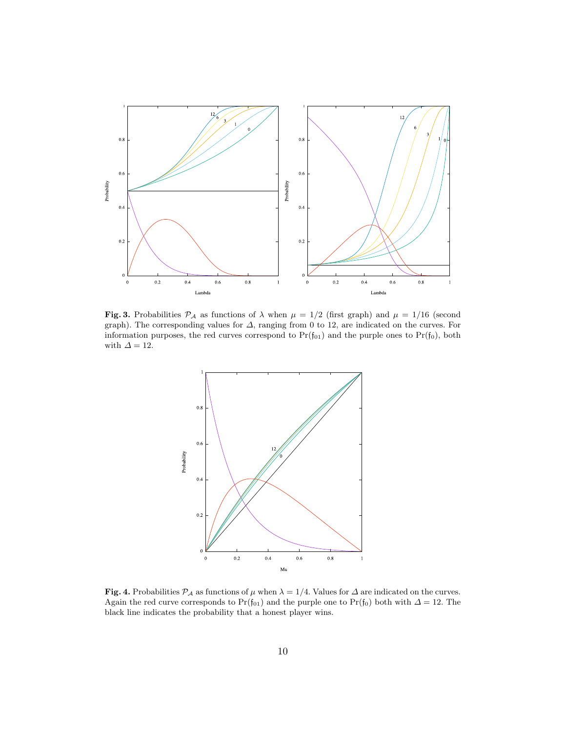**Fig. 3.** Probabilities $\mathcal{P}_{\mathcal{A}}$ as functions of $\lambda$ when $\mu = 1/2$ (first graph) and $\mu = 1/16$ (second graph). The corresponding values for $\Delta$, ranging from 0 to 12, are indicated on the curves. For information purposes, the red curves correspond to $\Pr(\mathfrak{f}_{01})$ and the purple ones to $\Pr(\mathfrak{f}_0)$, both with $\Delta = 12$.

**Fig. 4.** Probabilities $\mathcal{P}_{\mathcal{A}}$ as functions of $\mu$ when $\lambda = 1/4$. Values for $\Delta$ are indicated on the curves. Again the red curve corresponds to $\Pr(\mathfrak{f}_{01})$ and the purple one to $\Pr(\mathfrak{f}_0)$ both with $\Delta = 12$. The black line indicates the probability that a honest player wins.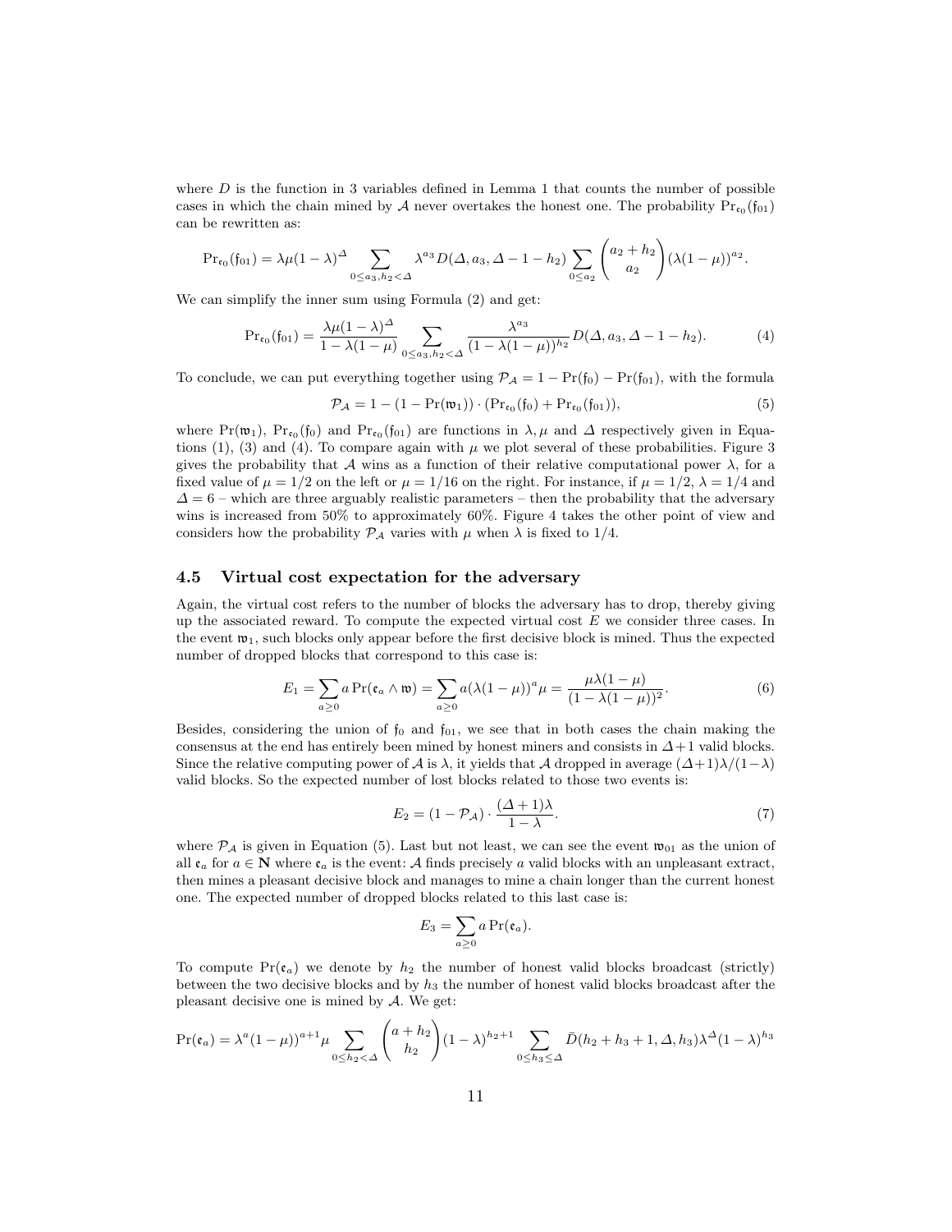where $D$ is the function in 3 variables defined in Lemma 1 that counts the number of possible cases in which the chain mined by $\mathcal{A}$ never overtakes the honest one. The probability $\Pr_{\mathfrak{e}_0}(\mathfrak{f}_{01})$ can be rewritten as:

$$\Pr_{\mathfrak{e}_0}(\mathfrak{f}_{01}) = \lambda\mu(1-\lambda)^{\Delta} \sum_{0 \le a_3, h_2 < \Delta} \lambda^{a_3} D(\Delta, a_3, \Delta - 1 - h_2) \sum_{0 \le a_2} \binom{a_2 + h_2}{a_2} (\lambda(1-\mu))^{a_2}.$$

We can simplify the inner sum using Formula (2) and get:

$$\Pr_{\mathfrak{e}_0}(\mathfrak{f}_{01}) = \frac{\lambda\mu(1-\lambda)^{\Delta}}{1-\lambda(1-\mu)} \sum_{0 \le a_3, h_2 < \Delta} \frac{\lambda^{a_3}}{(1-\lambda(1-\mu))^{h_2}} D(\Delta, a_3, \Delta - 1 - h_2). \tag{4}$$

To conclude, we can put everything together using $\mathcal{P}_{\mathcal{A}} = 1 - \Pr(\mathfrak{f}_0) - \Pr(\mathfrak{f}_{01})$, with the formula

$$\mathcal{P}_{\mathcal{A}} = 1 - (1 - \Pr(\mathfrak{w}_1)) \cdot (\Pr_{\mathfrak{e}_0}(\mathfrak{f}_0) + \Pr_{\mathfrak{e}_0}(\mathfrak{f}_{01})), \tag{5}$$

where $\Pr(\mathfrak{w}_1)$, $\Pr_{\mathfrak{e}_0}(\mathfrak{f}_0)$ and $\Pr_{\mathfrak{e}_0}(\mathfrak{f}_{01})$ are functions in $\lambda, \mu$ and $\Delta$ respectively given in Equations (1), (3) and (4). To compare again with $\mu$ we plot several of these probabilities. Figure 3 gives the probability that $\mathcal{A}$ wins as a function of their relative computational power $\lambda$, for a fixed value of $\mu = 1/2$ on the left or $\mu = 1/16$ on the right. For instance, if $\mu = 1/2$, $\lambda = 1/4$ and $\Delta = 6$ – which are three arguably realistic parameters – then the probability that the adversary wins is increased from 50% to approximately 60%. Figure 4 takes the other point of view and considers how the probability $\mathcal{P}_{\mathcal{A}}$ varies with $\mu$ when $\lambda$ is fixed to 1/4.

### 4.5 Virtual cost expectation for the adversary

Again, the virtual cost refers to the number of blocks the adversary has to drop, thereby giving up the associated reward. To compute the expected virtual cost $E$ we consider three cases. In the event $\mathfrak{w}_1$, such blocks only appear before the first decisive block is mined. Thus the expected number of dropped blocks that correspond to this case is:

$$E_1 = \sum_{a \ge 0} a \Pr(\mathfrak{e}_a \wedge \mathfrak{w}) = \sum_{a \ge 0} a(\lambda(1-\mu))^a \mu = \frac{\mu\lambda(1-\mu)}{(1-\lambda(1-\mu))^2}. \tag{6}$$

Besides, considering the union of $\mathfrak{f}_0$ and $\mathfrak{f}_{01}$, we see that in both cases the chain making the consensus at the end has entirely been mined by honest miners and consists in $\Delta+1$ valid blocks. Since the relative computing power of $\mathcal{A}$ is $\lambda$, it yields that $\mathcal{A}$ dropped in average $(\Delta+1)\lambda/(1-\lambda)$ valid blocks. So the expected number of lost blocks related to those two events is:

$$E_2 = (1 - \mathcal{P}_{\mathcal{A}}) \cdot \frac{(\Delta+1)\lambda}{1-\lambda}. \tag{7}$$

where $\mathcal{P}_{\mathcal{A}}$ is given in Equation (5). Last but not least, we can see the event $\mathfrak{w}_{01}$ as the union of all $\mathfrak{e}_a$ for $a \in \mathbf{N}$ where $\mathfrak{e}_a$ is the event: $\mathcal{A}$ finds precisely $a$ valid blocks with an unpleasant extract, then mines a pleasant decisive block and manages to mine a chain longer than the current honest one. The expected number of dropped blocks related to this last case is:

$$E_3 = \sum_{a \ge 0} a \Pr(\mathfrak{e}_a).$$

To compute $\Pr(\mathfrak{e}_a)$ we denote by $h_2$ the number of honest valid blocks broadcast (strictly) between the two decisive blocks and by $h_3$ the number of honest valid blocks broadcast after the pleasant decisive one is mined by $\mathcal{A}$. We get:

$$\Pr(\mathfrak{e}_a) = \lambda^a(1-\mu))^{a+1}\mu \sum_{0 \le h_2 < \Delta} \binom{a+h_2}{h_2} (1-\lambda)^{h_2+1} \sum_{0 \le h_3 \le \Delta} \bar{D}(h_2 + h_3 + 1, \Delta, h_3)\lambda^{\Delta}(1-\lambda)^{h_3}$$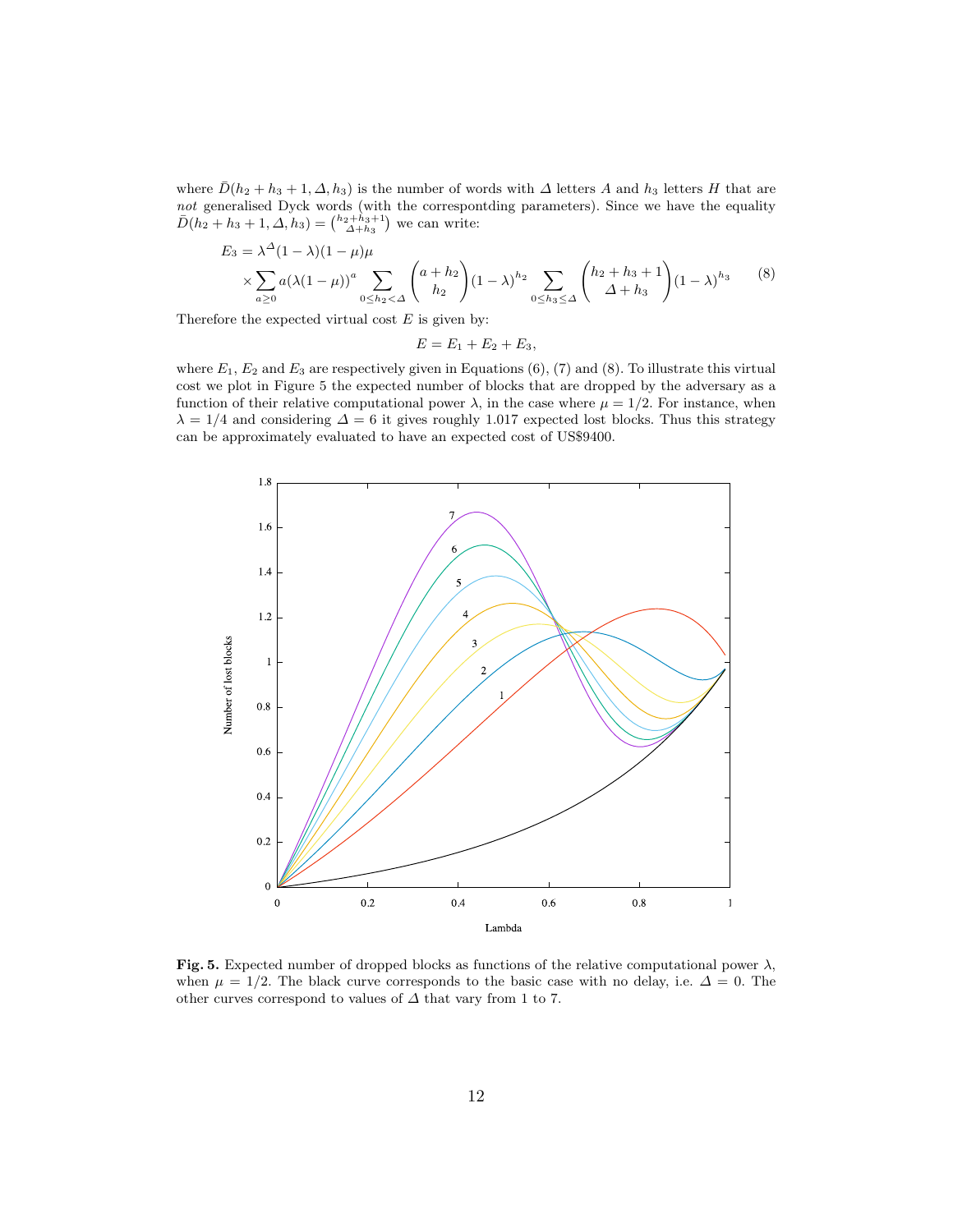where $\bar{D}(h_2 + h_3 + 1, \Delta, h_3)$ is the number of words with $\Delta$ letters $A$ and $h_3$ letters $H$ that are *not* generalised Dyck words (with the correspontding parameters). Since we have the equality $\bar{D}(h_2 + h_3 + 1, \Delta, h_3) = \binom{h_2+h_3+1}{\Delta+h_3}$ we can write:

$$E_3 = \lambda^{\Delta}(1-\lambda)(1-\mu)\mu \times \sum_{a \geq 0} a(\lambda(1-\mu))^a \sum_{0 \leq h_2 < \Delta} \binom{a+h_2}{h_2}(1-\lambda)^{h_2} \sum_{0 \leq h_3 \leq \Delta} \binom{h_2+h_3+1}{\Delta+h_3}(1-\lambda)^{h_3} \quad (8)$$

Therefore the expected virtual cost $E$ is given by:

$$E = E_1 + E_2 + E_3,$$

where $E_1$, $E_2$ and $E_3$ are respectively given in Equations (6), (7) and (8). To illustrate this virtual cost we plot in Figure 5 the expected number of blocks that are dropped by the adversary as a function of their relative computational power $\lambda$, in the case where $\mu = 1/2$. For instance, when $\lambda = 1/4$ and considering $\Delta = 6$ it gives roughly 1.017 expected lost blocks. Thus this strategy can be approximately evaluated to have an expected cost of US$9400.

**Fig. 5.** Expected number of dropped blocks as functions of the relative computational power $\lambda$, when $\mu = 1/2$. The black curve corresponds to the basic case with no delay, i.e. $\Delta = 0$. The other curves correspond to values of $\Delta$ that vary from 1 to 7.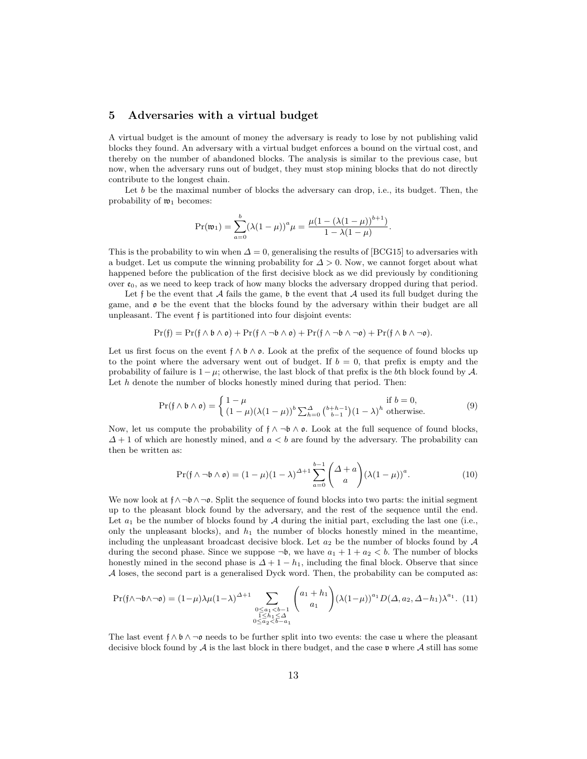## 5 Adversaries with a virtual budget

A virtual budget is the amount of money the adversary is ready to lose by not publishing valid blocks they found. An adversary with a virtual budget enforces a bound on the virtual cost, and thereby on the number of abandoned blocks. The analysis is similar to the previous case, but now, when the adversary runs out of budget, they must stop mining blocks that do not directly contribute to the longest chain.

Let $b$ be the maximal number of blocks the adversary can drop, i.e., its budget. Then, the probability of $\mathfrak{w}_1$ becomes:

$$\Pr(\mathfrak{w}_1) = \sum_{a=0}^{b} (\lambda(1-\mu))^a \mu = \frac{\mu(1-(\lambda(1-\mu))^{b+1})}{1-\lambda(1-\mu)}.$$

This is the probability to win when $\Delta = 0$, generalising the results of [BCG15] to adversaries with a budget. Let us compute the winning probability for $\Delta > 0$. Now, we cannot forget about what happened before the publication of the first decisive block as we did previously by conditioning over $\mathfrak{e}_0$, as we need to keep track of how many blocks the adversary dropped during that period.

Let $\mathfrak{f}$ be the event that $\mathcal{A}$ fails the game, $\mathfrak{b}$ the event that $\mathcal{A}$ used its full budget during the game, and $\mathfrak{o}$ be the event that the blocks found by the adversary within their budget are all unpleasant. The event $\mathfrak{f}$ is partitioned into four disjoint events:

$$\Pr(\mathfrak{f}) = \Pr(\mathfrak{f} \wedge \mathfrak{b} \wedge \mathfrak{o}) + \Pr(\mathfrak{f} \wedge \neg\mathfrak{b} \wedge \mathfrak{o}) + \Pr(\mathfrak{f} \wedge \neg\mathfrak{b} \wedge \neg\mathfrak{o}) + \Pr(\mathfrak{f} \wedge \mathfrak{b} \wedge \neg\mathfrak{o}).$$

Let us first focus on the event $\mathfrak{f} \wedge \mathfrak{b} \wedge \mathfrak{o}$. Look at the prefix of the sequence of found blocks up to the point where the adversary went out of budget. If $b = 0$, that prefix is empty and the probability of failure is $1-\mu$; otherwise, the last block of that prefix is the $b$th block found by $\mathcal{A}$. Let $h$ denote the number of blocks honestly mined during that period. Then:

$$\Pr(\mathfrak{f} \wedge \mathfrak{b} \wedge \mathfrak{o}) = \begin{cases} 1-\mu & \text{if } b = 0, \\ (1-\mu)(\lambda(1-\mu))^b \sum_{h=0}^{\Delta} \binom{b+h-1}{b-1} (1-\lambda)^h & \text{otherwise.} \end{cases} \tag{9}$$

Now, let us compute the probability of $\mathfrak{f} \wedge \neg\mathfrak{b} \wedge \mathfrak{o}$. Look at the full sequence of found blocks, $\Delta + 1$ of which are honestly mined, and $a < b$ are found by the adversary. The probability can then be written as:

$$\Pr(\mathfrak{f} \wedge \neg\mathfrak{b} \wedge \mathfrak{o}) = (1-\mu)(1-\lambda)^{\Delta+1} \sum_{a=0}^{b-1} \binom{\Delta + a}{a} (\lambda(1-\mu))^a. \tag{10}$$

We now look at $\mathfrak{f} \wedge \neg\mathfrak{b} \wedge \neg\mathfrak{o}$. Split the sequence of found blocks into two parts: the initial segment up to the pleasant block found by the adversary, and the rest of the sequence until the end. Let $a_1$ be the number of blocks found by $\mathcal{A}$ during the initial part, excluding the last one (i.e., only the unpleasant blocks), and $h_1$ the number of blocks honestly mined in the meantime, including the unpleasant broadcast decisive block. Let $a_2$ be the number of blocks found by $\mathcal{A}$ during the second phase. Since we suppose $\neg\mathfrak{b}$, we have $a_1 + 1 + a_2 < b$. The number of blocks honestly mined in the second phase is $\Delta + 1 - h_1$, including the final block. Observe that since $\mathcal{A}$ loses, the second part is a generalised Dyck word. Then, the probability can be computed as:

$$\Pr(\mathfrak{f} \wedge \neg\mathfrak{b} \wedge \neg\mathfrak{o}) = (1-\mu)\lambda\mu(1-\lambda)^{\Delta+1} \sum_{\substack{0 \le a_1 < b-1 \\ 1 \le h_1 \le \Delta \\ 0 \le a_2 < b - a_1}} \binom{a_1 + h_1}{a_1} (\lambda(1-\mu))^{a_1} D(\Delta, a_2, \Delta - h_1) \lambda^{a_1}. \tag{11}$$

The last event $\mathfrak{f} \wedge \mathfrak{b} \wedge \neg\mathfrak{o}$ needs to be further split into two events: the case $\mathfrak{u}$ where the pleasant decisive block found by $\mathcal{A}$ is the last block in there budget, and the case $\mathfrak{v}$ where $\mathcal{A}$ still has some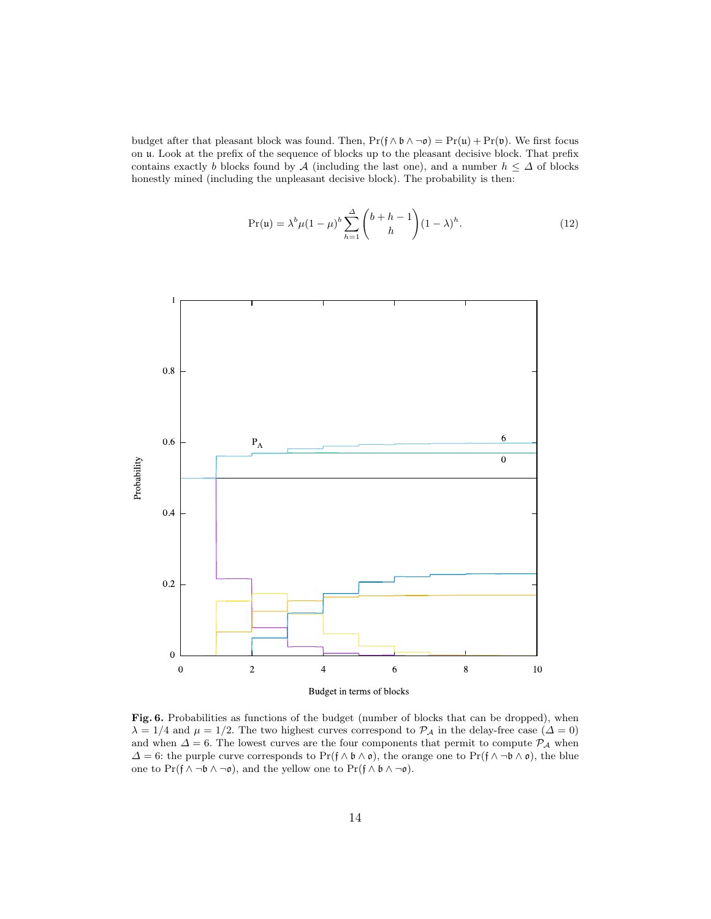budget after that pleasant block was found. Then, $\Pr(\mathfrak{f} \wedge \mathfrak{b} \wedge \neg\mathfrak{o}) = \Pr(\mathfrak{u}) + \Pr(\mathfrak{v})$. We first focus on $\mathfrak{u}$. Look at the prefix of the sequence of blocks up to the pleasant decisive block. That prefix contains exactly $b$ blocks found by $\mathcal{A}$ (including the last one), and a number $h \leq \Delta$ of blocks honestly mined (including the unpleasant decisive block). The probability is then:

$$\Pr(\mathfrak{u}) = \lambda^b \mu (1-\mu)^b \sum_{h=1}^{\Delta} \binom{b+h-1}{h} (1-\lambda)^h. \tag{12}$$

**Fig. 6.** Probabilities as functions of the budget (number of blocks that can be dropped), when $\lambda = 1/4$ and $\mu = 1/2$. The two highest curves correspond to $\mathcal{P}_\mathcal{A}$ in the delay-free case ($\Delta = 0$) and when $\Delta = 6$. The lowest curves are the four components that permit to compute $\mathcal{P}_\mathcal{A}$ when $\Delta = 6$: the purple curve corresponds to $\Pr(\mathfrak{f} \wedge \mathfrak{b} \wedge \mathfrak{o})$, the orange one to $\Pr(\mathfrak{f} \wedge \neg\mathfrak{b} \wedge \mathfrak{o})$, the blue one to $\Pr(\mathfrak{f} \wedge \neg\mathfrak{b} \wedge \neg\mathfrak{o})$, and the yellow one to $\Pr(\mathfrak{f} \wedge \mathfrak{b} \wedge \neg\mathfrak{o})$.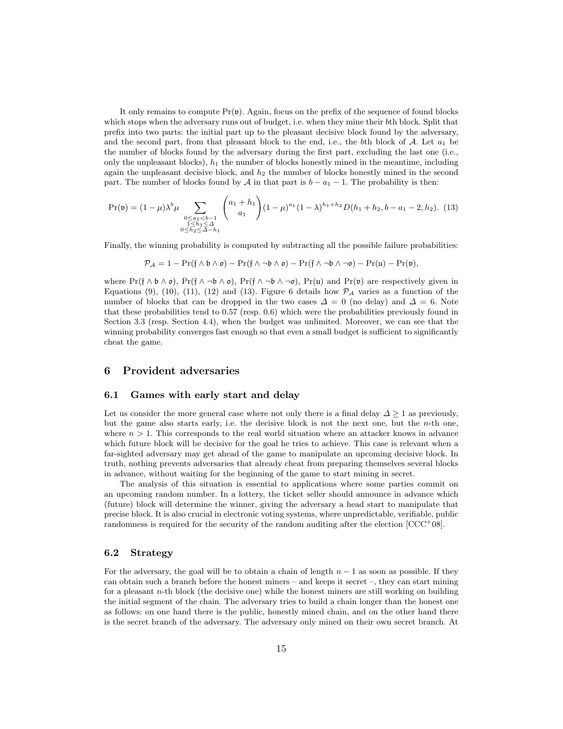It only remains to compute $\Pr(\mathfrak{v})$. Again, focus on the prefix of the sequence of found blocks which stops when the adversary runs out of budget, i.e. when they mine their $b$th block. Split that prefix into two parts: the initial part up to the pleasant decisive block found by the adversary, and the second part, from that pleasant block to the end, i.e., the $b$th block of $\mathcal{A}$. Let $a_1$ be the number of blocks found by the adversary during the first part, excluding the last one (i.e., only the unpleasant blocks), $h_1$ the number of blocks honestly mined in the meantime, including again the unpleasant decisive block, and $h_2$ the number of blocks honestly mined in the second part. The number of blocks found by $\mathcal{A}$ in that part is $b - a_1 - 1$. The probability is then:

$$\Pr(\mathfrak{v}) = (1-\mu)\lambda^b\mu \sum_{\substack{0 \le a_1 < b-1 \\ 1 \le h_1 \le \Delta \\ 0 \le h_2 \le \Delta - h_1}} \binom{a_1 + h_1}{a_1} (1-\mu)^{a_1} (1-\lambda)^{h_1+h_2} D(h_1 + h_2, b - a_1 - 2, h_2). \quad (13)$$

Finally, the winning probability is computed by subtracting all the possible failure probabilities:

$$\mathcal{P}_{\mathcal{A}} = 1 - \Pr(\mathfrak{f} \wedge \mathfrak{b} \wedge \mathfrak{o}) - \Pr(\mathfrak{f} \wedge \neg\mathfrak{b} \wedge \mathfrak{o}) - \Pr(\mathfrak{f} \wedge \neg\mathfrak{b} \wedge \neg\mathfrak{o}) - \Pr(\mathfrak{u}) - \Pr(\mathfrak{v}),$$

where $\Pr(\mathfrak{f} \wedge \mathfrak{b} \wedge \mathfrak{o})$, $\Pr(\mathfrak{f} \wedge \neg\mathfrak{b} \wedge \mathfrak{o})$, $\Pr(\mathfrak{f} \wedge \neg\mathfrak{b} \wedge \neg\mathfrak{o})$, $\Pr(\mathfrak{u})$ and $\Pr(\mathfrak{v})$ are respectively given in Equations (9), (10), (11), (12) and (13). Figure 6 details how $\mathcal{P}_{\mathcal{A}}$ varies as a function of the number of blocks that can be dropped in the two cases $\Delta = 0$ (no delay) and $\Delta = 6$. Note that these probabilities tend to 0.57 (resp. 0.6) which were the probabilities previously found in Section 3.3 (resp. Section 4.4), when the budget was unlimited. Moreover, we can see that the winning probability converges fast enough so that even a small budget is sufficient to significantly cheat the game.

## 6 Provident adversaries

### 6.1 Games with early start and delay

Let us consider the more general case where not only there is a final delay $\Delta \ge 1$ as previously, but the game also starts early, i.e. the decisive block is not the next one, but the $n$-th one, where $n > 1$. This corresponds to the real world situation where an attacker knows in advance which future block will be decisive for the goal he tries to achieve. This case is relevant when a far-sighted adversary may get ahead of the game to manipulate an upcoming decisive block. In truth, nothing prevents adversaries that already cheat from preparing themselves several blocks in advance, without waiting for the beginning of the game to start mining in secret.

The analysis of this situation is essential to applications where some parties commit on an upcoming random number. In a lottery, the ticket seller should announce in advance which (future) block will determine the winner, giving the adversary a head start to manipulate that precise block. It is also crucial in electronic voting systems, where unpredictable, verifiable, public randomness is required for the security of the random auditing after the election [CCC+08].

### 6.2 Strategy

For the adversary, the goal will be to obtain a chain of length $n - 1$ as soon as possible. If they can obtain such a branch before the honest miners – and keeps it secret –, they can start mining for a pleasant $n$-th block (the decisive one) while the honest miners are still working on building the initial segment of the chain. The adversary tries to build a chain longer than the honest one as follows: on one hand there is the public, honestly mined chain, and on the other hand there is the secret branch of the adversary. The adversary only mined on their own secret branch. At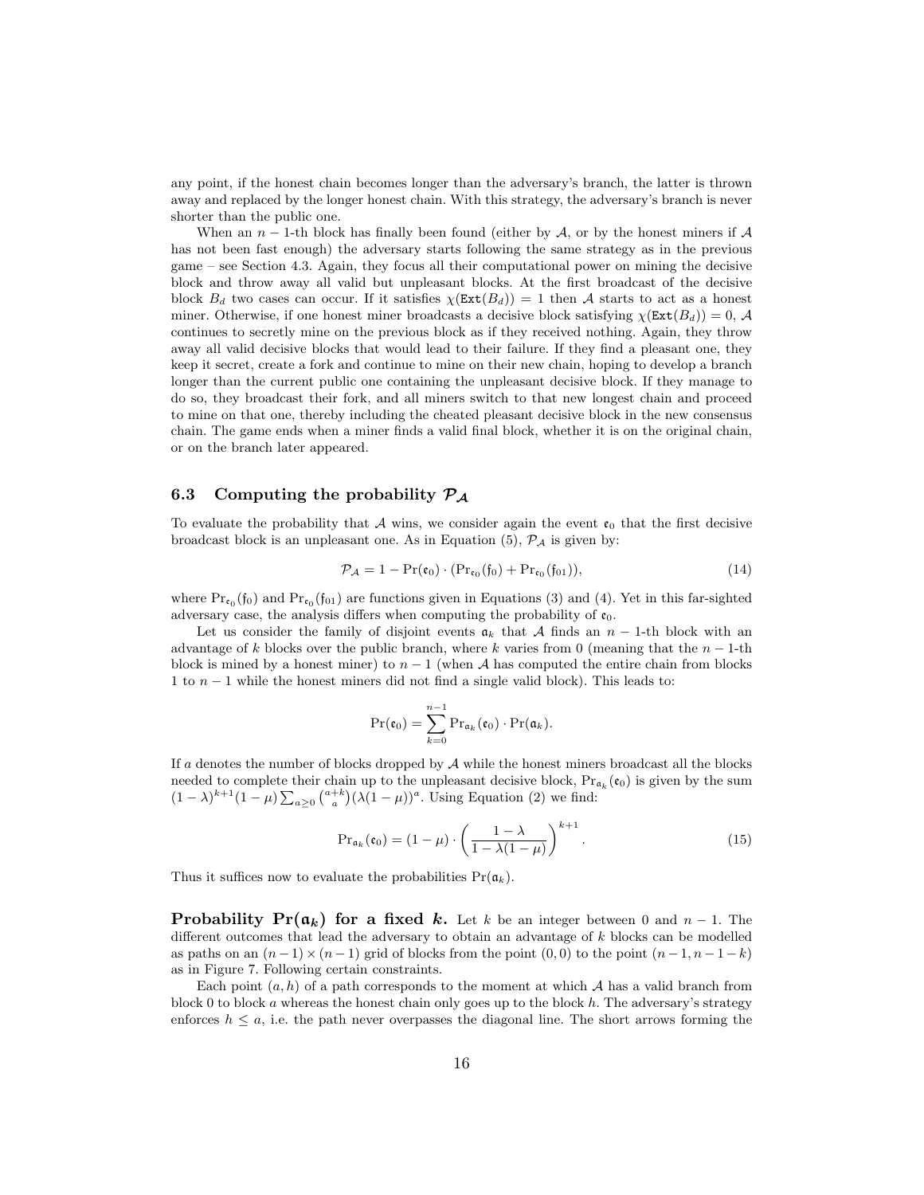any point, if the honest chain becomes longer than the adversary's branch, the latter is thrown away and replaced by the longer honest chain. With this strategy, the adversary's branch is never shorter than the public one.

When an $n-1$-th block has finally been found (either by $\mathcal{A}$, or by the honest miners if $\mathcal{A}$ has not been fast enough) the adversary starts following the same strategy as in the previous game – see Section 4.3. Again, they focus all their computational power on mining the decisive block and throw away all valid but unpleasant blocks. At the first broadcast of the decisive block $B_d$ two cases can occur. If it satisfies $\chi(\texttt{Ext}(B_d)) = 1$ then $\mathcal{A}$ starts to act as a honest miner. Otherwise, if one honest miner broadcasts a decisive block satisfying $\chi(\texttt{Ext}(B_d)) = 0$, $\mathcal{A}$ continues to secretly mine on the previous block as if they received nothing. Again, they throw away all valid decisive blocks that would lead to their failure. If they find a pleasant one, they keep it secret, create a fork and continue to mine on their new chain, hoping to develop a branch longer than the current public one containing the unpleasant decisive block. If they manage to do so, they broadcast their fork, and all miners switch to that new longest chain and proceed to mine on that one, thereby including the cheated pleasant decisive block in the new consensus chain. The game ends when a miner finds a valid final block, whether it is on the original chain, or on the branch later appeared.

## 6.3 Computing the probability $\mathcal{P}_{\mathcal{A}}$

To evaluate the probability that $\mathcal{A}$ wins, we consider again the event $\mathfrak{e}_0$ that the first decisive broadcast block is an unpleasant one. As in Equation (5), $\mathcal{P}_{\mathcal{A}}$ is given by:

$$\mathcal{P}_{\mathcal{A}} = 1 - \Pr(\mathfrak{e}_0) \cdot (\Pr_{\mathfrak{e}_0}(\mathfrak{f}_0) + \Pr_{\mathfrak{e}_0}(\mathfrak{f}_{01})), \tag{14}$$

where $\Pr_{\mathfrak{e}_0}(\mathfrak{f}_0)$ and $\Pr_{\mathfrak{e}_0}(\mathfrak{f}_{01})$ are functions given in Equations (3) and (4). Yet in this far-sighted adversary case, the analysis differs when computing the probability of $\mathfrak{e}_0$.

Let us consider the family of disjoint events $\mathfrak{a}_k$ that $\mathcal{A}$ finds an $n-1$-th block with an advantage of $k$ blocks over the public branch, where $k$ varies from 0 (meaning that the $n-1$-th block is mined by a honest miner) to $n-1$ (when $\mathcal{A}$ has computed the entire chain from blocks 1 to $n-1$ while the honest miners did not find a single valid block). This leads to:

$$\Pr(\mathfrak{e}_0) = \sum_{k=0}^{n-1} \Pr_{\mathfrak{a}_k}(\mathfrak{e}_0) \cdot \Pr(\mathfrak{a}_k).$$

If $a$ denotes the number of blocks dropped by $\mathcal{A}$ while the honest miners broadcast all the blocks needed to complete their chain up to the unpleasant decisive block, $\Pr_{\mathfrak{a}_k}(\mathfrak{e}_0)$ is given by the sum $(1-\lambda)^{k+1}(1-\mu)\sum_{a\geq 0}\binom{a+k}{a}(\lambda(1-\mu))^a$. Using Equation (2) we find:

$$\Pr_{\mathfrak{a}_k}(\mathfrak{e}_0) = (1-\mu) \cdot \left(\frac{1-\lambda}{1-\lambda(1-\mu)}\right)^{k+1}. \tag{15}$$

Thus it suffices now to evaluate the probabilities $\Pr(\mathfrak{a}_k)$.

**Probability $\Pr(\mathfrak{a}_k)$ for a fixed $k$.** Let $k$ be an integer between 0 and $n-1$. The different outcomes that lead the adversary to obtain an advantage of $k$ blocks can be modelled as paths on an $(n-1)\times(n-1)$ grid of blocks from the point $(0,0)$ to the point $(n-1, n-1-k)$ as in Figure 7. Following certain constraints.

Each point $(a,h)$ of a path corresponds to the moment at which $\mathcal{A}$ has a valid branch from block 0 to block $a$ whereas the honest chain only goes up to the block $h$. The adversary's strategy enforces $h \leq a$, i.e. the path never overpasses the diagonal line. The short arrows forming the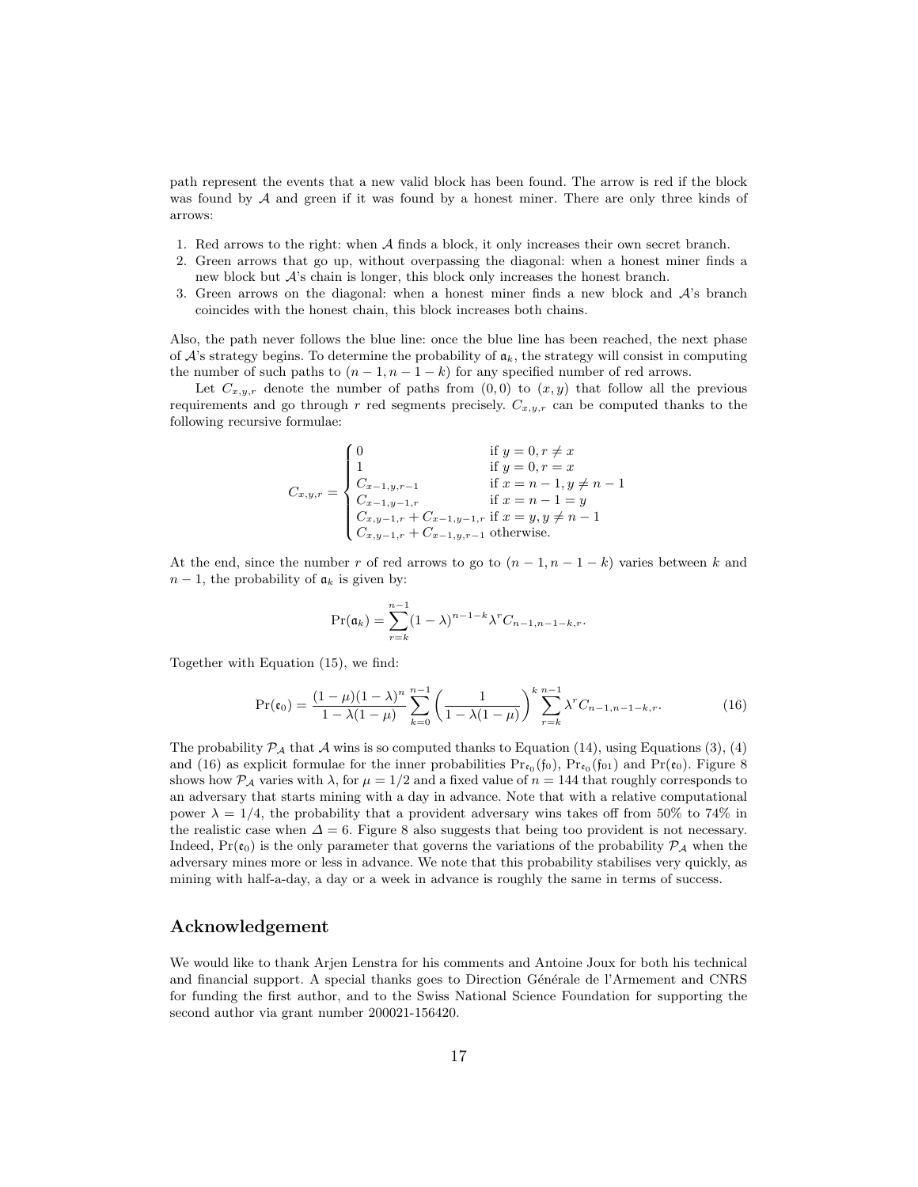path represent the events that a new valid block has been found. The arrow is red if the block was found by $\mathcal{A}$ and green if it was found by a honest miner. There are only three kinds of arrows:

1. Red arrows to the right: when $\mathcal{A}$ finds a block, it only increases their own secret branch.
2. Green arrows that go up, without overpassing the diagonal: when a honest miner finds a new block but $\mathcal{A}$'s chain is longer, this block only increases the honest branch.
3. Green arrows on the diagonal: when a honest miner finds a new block and $\mathcal{A}$'s branch coincides with the honest chain, this block increases both chains.

Also, the path never follows the blue line: once the blue line has been reached, the next phase of $\mathcal{A}$'s strategy begins. To determine the probability of $\mathfrak{a}_k$, the strategy will consist in computing the number of such paths to $(n-1, n-1-k)$ for any specified number of red arrows.

Let $C_{x,y,r}$ denote the number of paths from $(0,0)$ to $(x,y)$ that follow all the previous requirements and go through $r$ red segments precisely. $C_{x,y,r}$ can be computed thanks to the following recursive formulae:

$$C_{x,y,r} = \begin{cases} 0 & \text{if } y = 0, r \neq x \\ 1 & \text{if } y = 0, r = x \\ C_{x-1,y,r-1} & \text{if } x = n-1, y \neq n-1 \\ C_{x-1,y-1,r} & \text{if } x = n-1 = y \\ C_{x,y-1,r} + C_{x-1,y-1,r} & \text{if } x = y, y \neq n-1 \\ C_{x,y-1,r} + C_{x-1,y,r-1} & \text{otherwise.} \end{cases}$$

At the end, since the number $r$ of red arrows to go to $(n-1, n-1-k)$ varies between $k$ and $n-1$, the probability of $\mathfrak{a}_k$ is given by:

$$\Pr(\mathfrak{a}_k) = \sum_{r=k}^{n-1} (1-\lambda)^{n-1-k} \lambda^r C_{n-1,n-1-k,r}.$$

Together with Equation (15), we find:

$$\Pr(\mathfrak{e}_0) = \frac{(1-\mu)(1-\lambda)^n}{1-\lambda(1-\mu)} \sum_{k=0}^{n-1} \left( \frac{1}{1-\lambda(1-\mu)} \right)^k \sum_{r=k}^{n-1} \lambda^r C_{n-1,n-1-k,r}. \tag{16}$$

The probability $\mathcal{P}_\mathcal{A}$ that $\mathcal{A}$ wins is so computed thanks to Equation (14), using Equations (3), (4) and (16) as explicit formulae for the inner probabilities $\Pr_{\mathfrak{e}_0}(\mathfrak{f}_0)$, $\Pr_{\mathfrak{e}_0}(\mathfrak{f}_{01})$ and $\Pr(\mathfrak{e}_0)$. Figure 8 shows how $\mathcal{P}_\mathcal{A}$ varies with $\lambda$, for $\mu = 1/2$ and a fixed value of $n = 144$ that roughly corresponds to an adversary that starts mining with a day in advance. Note that with a relative computational power $\lambda = 1/4$, the probability that a provident adversary wins takes off from 50% to 74% in the realistic case when $\varDelta = 6$. Figure 8 also suggests that being too provident is not necessary. Indeed, $\Pr(\mathfrak{e}_0)$ is the only parameter that governs the variations of the probability $\mathcal{P}_\mathcal{A}$ when the adversary mines more or less in advance. We note that this probability stabilises very quickly, as mining with half-a-day, a day or a week in advance is roughly the same in terms of success.

## Acknowledgement

We would like to thank Arjen Lenstra for his comments and Antoine Joux for both his technical and financial support. A special thanks goes to Direction Générale de l'Armement and CNRS for funding the first author, and to the Swiss National Science Foundation for supporting the second author via grant number 200021-156420.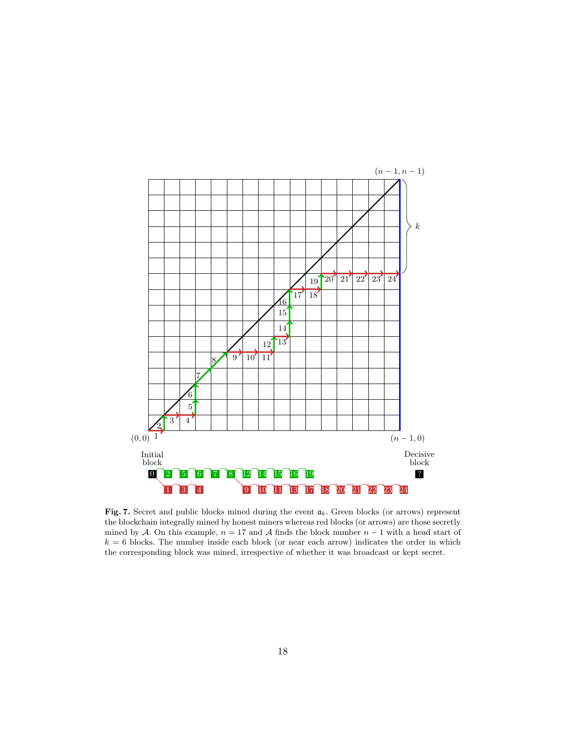**Fig. 7.** Secret and public blocks mined during the event $\mathfrak{a}_k$. Green blocks (or arrows) represent the blockchain integrally mined by honest miners whereas red blocks (or arrows) are those secretly mined by $\mathcal{A}$. On this example, $n = 17$ and $\mathcal{A}$ finds the block number $n - 1$ with a head start of $k = 6$ blocks. The number inside each block (or near each arrow) indicates the order in which the corresponding block was mined, irrespective of whether it was broadcast or kept secret.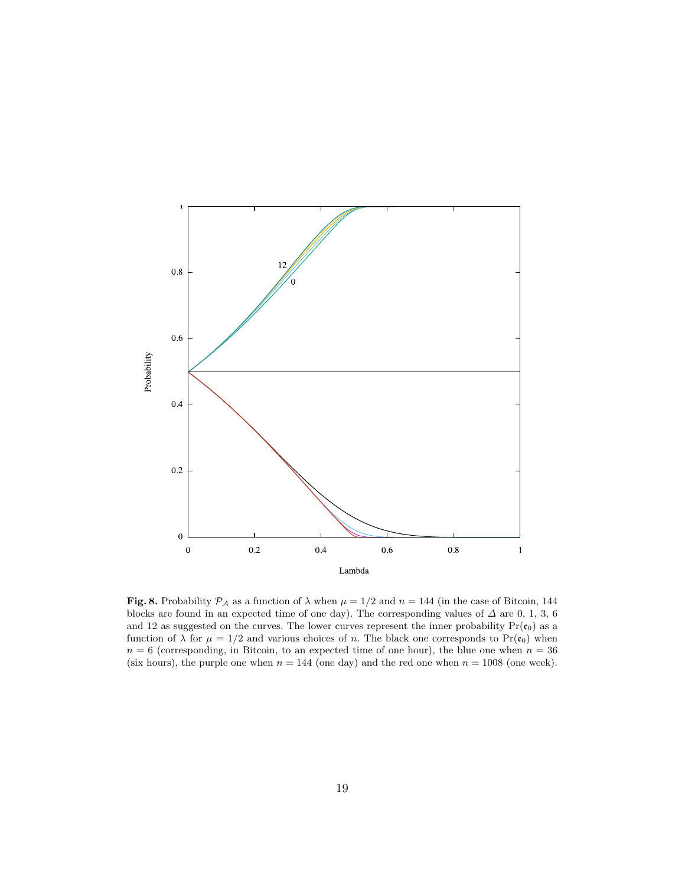**Fig. 8.** Probability $\mathcal{P}_{\mathcal{A}}$ as a function of $\lambda$ when $\mu = 1/2$ and $n = 144$ (in the case of Bitcoin, 144 blocks are found in an expected time of one day). The corresponding values of $\Delta$ are 0, 1, 3, 6 and 12 as suggested on the curves. The lower curves represent the inner probability $\Pr(\mathfrak{e}_0)$ as a function of $\lambda$ for $\mu = 1/2$ and various choices of $n$. The black one corresponds to $\Pr(\mathfrak{e}_0)$ when $n = 6$ (corresponding, in Bitcoin, to an expected time of one hour), the blue one when $n = 36$ (six hours), the purple one when $n = 144$ (one day) and the red one when $n = 1008$ (one week).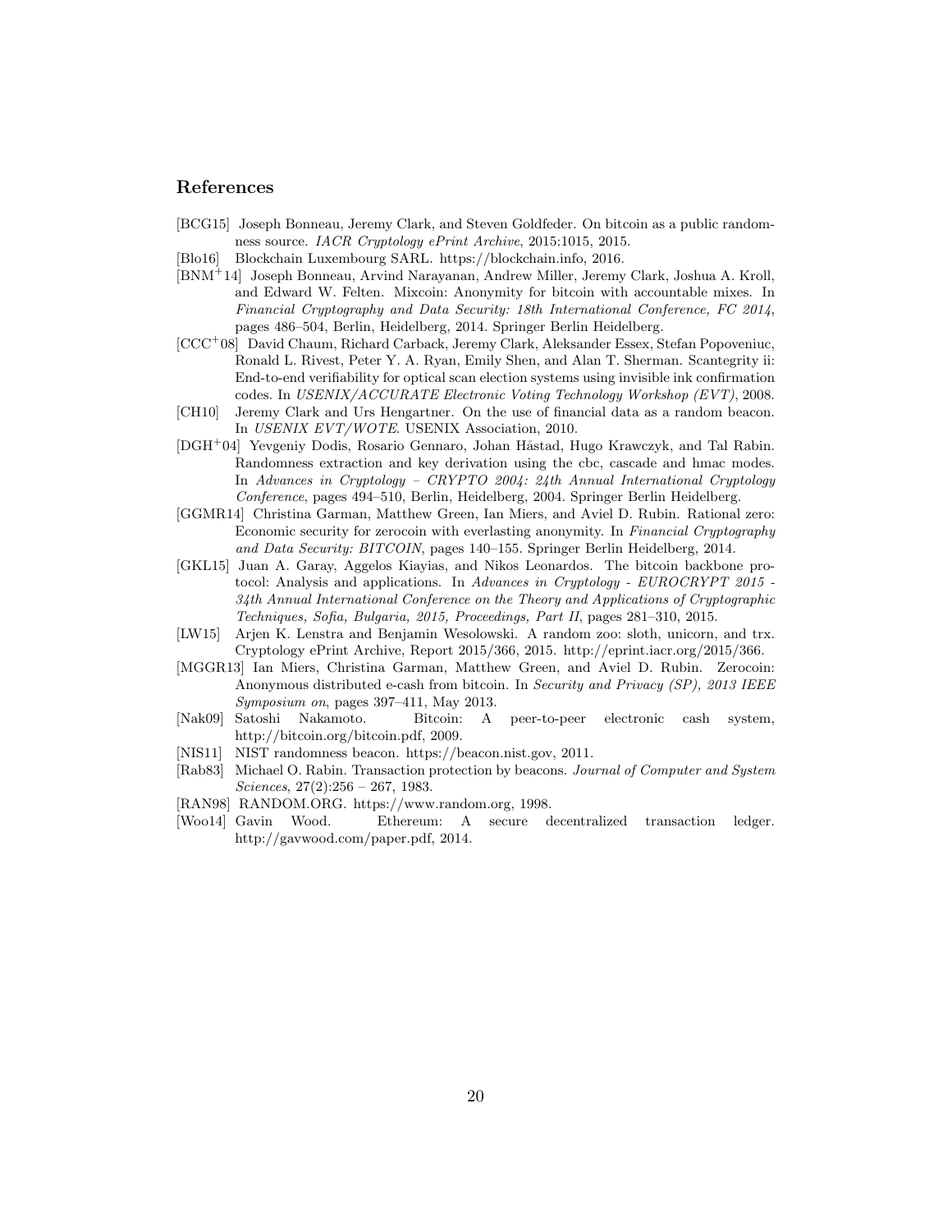## References

[BCG15] Joseph Bonneau, Jeremy Clark, and Steven Goldfeder. On bitcoin as a public randomness source. *IACR Cryptology ePrint Archive*, 2015:1015, 2015.

[Blo16] Blockchain Luxembourg SARL. https://blockchain.info, 2016.

[BNM+14] Joseph Bonneau, Arvind Narayanan, Andrew Miller, Jeremy Clark, Joshua A. Kroll, and Edward W. Felten. Mixcoin: Anonymity for bitcoin with accountable mixes. In *Financial Cryptography and Data Security: 18th International Conference, FC 2014*, pages 486–504, Berlin, Heidelberg, 2014. Springer Berlin Heidelberg.

[CCC+08] David Chaum, Richard Carback, Jeremy Clark, Aleksander Essex, Stefan Popoveniuc, Ronald L. Rivest, Peter Y. A. Ryan, Emily Shen, and Alan T. Sherman. Scantegrity ii: End-to-end verifiability for optical scan election systems using invisible ink confirmation codes. In *USENIX/ACCURATE Electronic Voting Technology Workshop (EVT)*, 2008.

[CH10] Jeremy Clark and Urs Hengartner. On the use of financial data as a random beacon. In *USENIX EVT/WOTE*. USENIX Association, 2010.

[DGH+04] Yevgeniy Dodis, Rosario Gennaro, Johan Håstad, Hugo Krawczyk, and Tal Rabin. Randomness extraction and key derivation using the cbc, cascade and hmac modes. In *Advances in Cryptology – CRYPTO 2004: 24th Annual International Cryptology Conference*, pages 494–510, Berlin, Heidelberg, 2004. Springer Berlin Heidelberg.

[GGMR14] Christina Garman, Matthew Green, Ian Miers, and Aviel D. Rubin. Rational zero: Economic security for zerocoin with everlasting anonymity. In *Financial Cryptography and Data Security: BITCOIN*, pages 140–155. Springer Berlin Heidelberg, 2014.

[GKL15] Juan A. Garay, Aggelos Kiayias, and Nikos Leonardos. The bitcoin backbone protocol: Analysis and applications. In *Advances in Cryptology - EUROCRYPT 2015 - 34th Annual International Conference on the Theory and Applications of Cryptographic Techniques, Sofia, Bulgaria, 2015, Proceedings, Part II*, pages 281–310, 2015.

[LW15] Arjen K. Lenstra and Benjamin Wesolowski. A random zoo: sloth, unicorn, and trx. Cryptology ePrint Archive, Report 2015/366, 2015. http://eprint.iacr.org/2015/366.

[MGGR13] Ian Miers, Christina Garman, Matthew Green, and Aviel D. Rubin. Zerocoin: Anonymous distributed e-cash from bitcoin. In *Security and Privacy (SP), 2013 IEEE Symposium on*, pages 397–411, May 2013.

[Nak09] Satoshi Nakamoto. Bitcoin: A peer-to-peer electronic cash system, http://bitcoin.org/bitcoin.pdf, 2009.

[NIS11] NIST randomness beacon. https://beacon.nist.gov, 2011.

[Rab83] Michael O. Rabin. Transaction protection by beacons. *Journal of Computer and System Sciences*, 27(2):256 – 267, 1983.

[RAN98] RANDOM.ORG. https://www.random.org, 1998.

[Woo14] Gavin Wood. Ethereum: A secure decentralized transaction ledger. http://gavwood.com/paper.pdf, 2014.